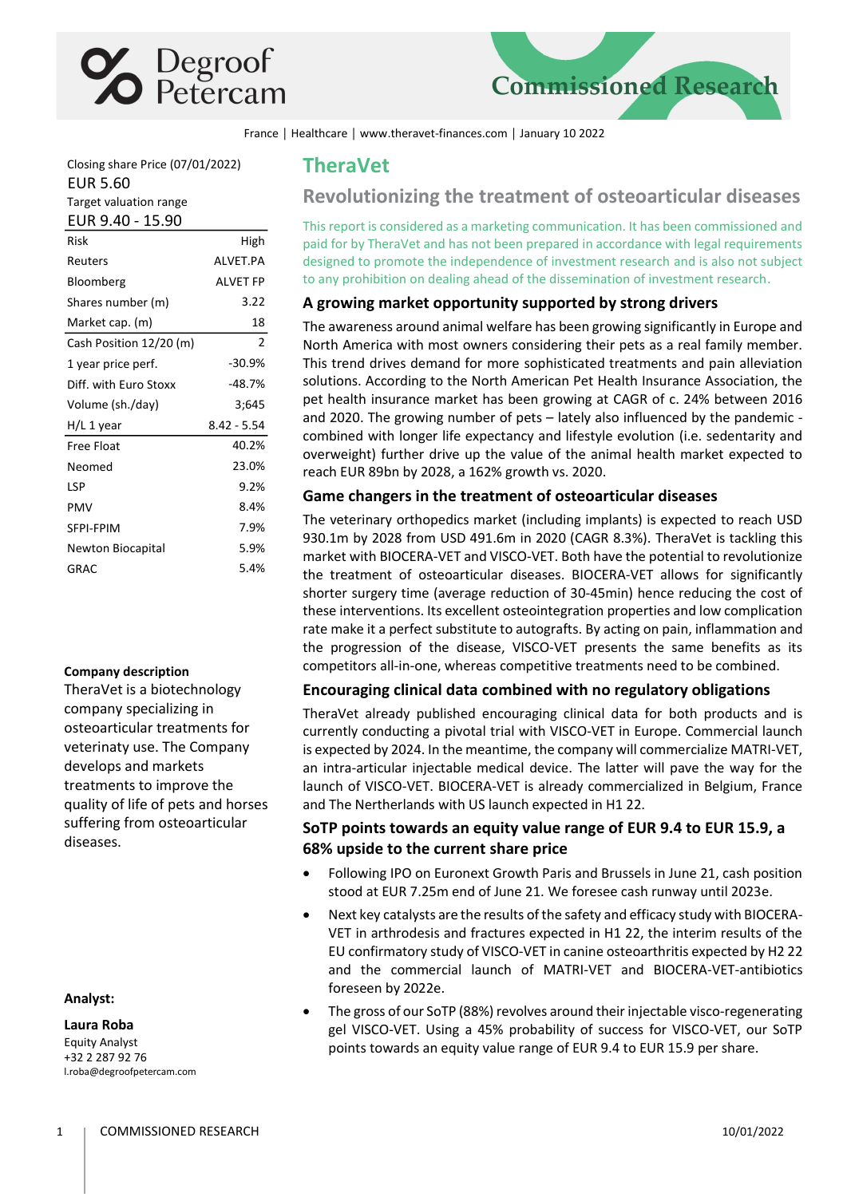Commissioned Research

France | Healthcare | www.theravet-finances.com | January 10 2022

| Closing share Price (07/01/2022) | |
|---|---|
| EUR 5.60 | |
| Target valuation range | |
| EUR 9.40 - 15.90 | |
| Risk | High |
| Reuters | ALVET.PA |
| Bloomberg | ALVET FP |
| Shares number (m) | 3.22 |
| Market cap. (m) | 18 |
| Cash Position 12/20 (m) | 2 |
| 1 year price perf. | -30.9% |
| Diff. with Euro Stoxx | -48.7% |
| Volume (sh./day) | 3;645 |
| H/L 1 year | 8.42 - 5.54 |
| Free Float | 40.2% |
| Neomed | 23.0% |
| LSP | 9.2% |
| PMV | 8.4% |
| SFPI-FPIM | 7.9% |
| Newton Biocapital | 5.9% |
| GRAC | 5.4% |

**Company description**

TheraVet is a biotechnology company specializing in osteoarticular treatments for veterinaty use. The Company develops and markets treatments to improve the quality of life of pets and horses suffering from osteoarticular diseases.

**Analyst:**

**Laura Roba**
Equity Analyst
+32 2 287 92 76
l.roba@degroofpetercam.com

# TheraVet

## Revolutionizing the treatment of osteoarticular diseases

This report is considered as a marketing communication. It has been commissioned and paid for by TheraVet and has not been prepared in accordance with legal requirements designed to promote the independence of investment research and is also not subject to any prohibition on dealing ahead of the dissemination of investment research.

### A growing market opportunity supported by strong drivers

The awareness around animal welfare has been growing significantly in Europe and North America with most owners considering their pets as a real family member. This trend drives demand for more sophisticated treatments and pain alleviation solutions. According to the North American Pet Health Insurance Association, the pet health insurance market has been growing at CAGR of c. 24% between 2016 and 2020. The growing number of pets – lately also influenced by the pandemic - combined with longer life expectancy and lifestyle evolution (i.e. sedentarity and overweight) further drive up the value of the animal health market expected to reach EUR 89bn by 2028, a 162% growth vs. 2020.

### Game changers in the treatment of osteoarticular diseases

The veterinary orthopedics market (including implants) is expected to reach USD 930.1m by 2028 from USD 491.6m in 2020 (CAGR 8.3%). TheraVet is tackling this market with BIOCERA-VET and VISCO-VET. Both have the potential to revolutionize the treatment of osteoarticular diseases. BIOCERA-VET allows for significantly shorter surgery time (average reduction of 30-45min) hence reducing the cost of these interventions. Its excellent osteointegration properties and low complication rate make it a perfect substitute to autografts. By acting on pain, inflammation and the progression of the disease, VISCO-VET presents the same benefits as its competitors all-in-one, whereas competitive treatments need to be combined.

### Encouraging clinical data combined with no regulatory obligations

TheraVet already published encouraging clinical data for both products and is currently conducting a pivotal trial with VISCO-VET in Europe. Commercial launch is expected by 2024. In the meantime, the company will commercialize MATRI-VET, an intra-articular injectable medical device. The latter will pave the way for the launch of VISCO-VET. BIOCERA-VET is already commercialized in Belgium, France and The Netherlands with US launch expected in H1 22.

### SoTP points towards an equity value range of EUR 9.4 to EUR 15.9, a 68% upside to the current share price

- Following IPO on Euronext Growth Paris and Brussels in June 21, cash position stood at EUR 7.25m end of June 21. We foresee cash runway until 2023e.
- Next key catalysts are the results of the safety and efficacy study with BIOCERA-VET in arthrodesis and fractures expected in H1 22, the interim results of the EU confirmatory study of VISCO-VET in canine osteoarthritis expected by H2 22 and the commercial launch of MATRI-VET and BIOCERA-VET-antibiotics foreseen by 2022e.
- The gross of our SoTP (88%) revolves around their injectable visco-regenerating gel VISCO-VET. Using a 45% probability of success for VISCO-VET, our SoTP points towards an equity value range of EUR 9.4 to EUR 15.9 per share.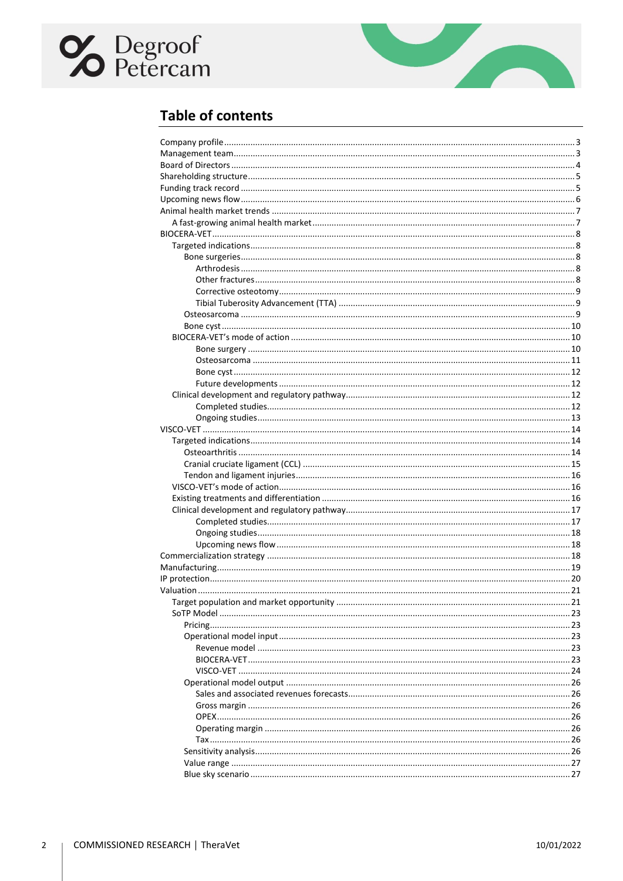## Table of contents

- Company profile ..... 3
- Management team ..... 3
- Board of Directors ..... 4
- Shareholding structure ..... 5
- Funding track record ..... 5
- Upcoming news flow ..... 6
- Animal health market trends ..... 7
  - A fast-growing animal health market ..... 7
- BIOCERA-VET ..... 8
  - Targeted indications ..... 8
    - Bone surgeries ..... 8
      - Arthrodesis ..... 8
      - Other fractures ..... 8
      - Corrective osteotomy ..... 9
      - Tibial Tuberosity Advancement (TTA) ..... 9
    - Osteosarcoma ..... 9
    - Bone cyst ..... 10
  - BIOCERA-VET's mode of action ..... 10
      - Bone surgery ..... 10
      - Osteosarcoma ..... 11
      - Bone cyst ..... 12
      - Future developments ..... 12
  - Clinical development and regulatory pathway ..... 12
      - Completed studies ..... 12
      - Ongoing studies ..... 13
- VISCO-VET ..... 14
  - Targeted indications ..... 14
    - Osteoarthritis ..... 14
    - Cranial cruciate ligament (CCL) ..... 15
    - Tendon and ligament injuries ..... 16
  - VISCO-VET's mode of action ..... 16
  - Existing treatments and differentiation ..... 16
  - Clinical development and regulatory pathway ..... 17
      - Completed studies ..... 17
      - Ongoing studies ..... 18
      - Upcoming news flow ..... 18
- Commercialization strategy ..... 18
- Manufacturing ..... 19
- IP protection ..... 20
- Valuation ..... 21
  - Target population and market opportunity ..... 21
  - SoTP Model ..... 23
    - Pricing ..... 23
    - Operational model input ..... 23
      - Revenue model ..... 23
      - BIOCERA-VET ..... 23
      - VISCO-VET ..... 24
    - Operational model output ..... 26
      - Sales and associated revenues forecasts ..... 26
      - Gross margin ..... 26
      - OPEX ..... 26
      - Operating margin ..... 26
      - Tax ..... 26
    - Sensitivity analysis ..... 26
    - Value range ..... 27
    - Blue sky scenario ..... 27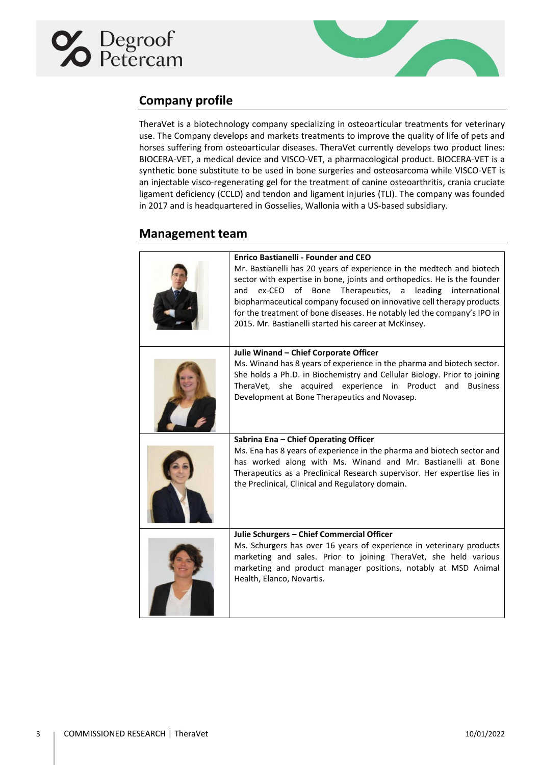## Company profile

TheraVet is a biotechnology company specializing in osteoarticular treatments for veterinary use. The Company develops and markets treatments to improve the quality of life of pets and horses suffering from osteoarticular diseases. TheraVet currently develops two product lines: BIOCERA-VET, a medical device and VISCO-VET, a pharmacological product. BIOCERA-VET is a synthetic bone substitute to be used in bone surgeries and osteosarcoma while VISCO-VET is an injectable visco-regenerating gel for the treatment of canine osteoarthritis, crania cruciate ligament deficiency (CCLD) and tendon and ligament injuries (TLI). The company was founded in 2017 and is headquartered in Gosselies, Wallonia with a US-based subsidiary.

## Management team

| | |
|---|---|
| | **Enrico Bastianelli - Founder and CEO**<br>Mr. Bastianelli has 20 years of experience in the medtech and biotech sector with expertise in bone, joints and orthopedics. He is the founder and ex-CEO of Bone Therapeutics, a leading international biopharmaceutical company focused on innovative cell therapy products for the treatment of bone diseases. He notably led the company's IPO in 2015. Mr. Bastianelli started his career at McKinsey. |
| | **Julie Winand – Chief Corporate Officer**<br>Ms. Winand has 8 years of experience in the pharma and biotech sector. She holds a Ph.D. in Biochemistry and Cellular Biology. Prior to joining TheraVet, she acquired experience in Product and Business Development at Bone Therapeutics and Novasep. |
| | **Sabrina Ena – Chief Operating Officer**<br>Ms. Ena has 8 years of experience in the pharma and biotech sector and has worked along with Ms. Winand and Mr. Bastianelli at Bone Therapeutics as a Preclinical Research supervisor. Her expertise lies in the Preclinical, Clinical and Regulatory domain. |
| | **Julie Schurgers – Chief Commercial Officer**<br>Ms. Schurgers has over 16 years of experience in veterinary products marketing and sales. Prior to joining TheraVet, she held various marketing and product manager positions, notably at MSD Animal Health, Elanco, Novartis. |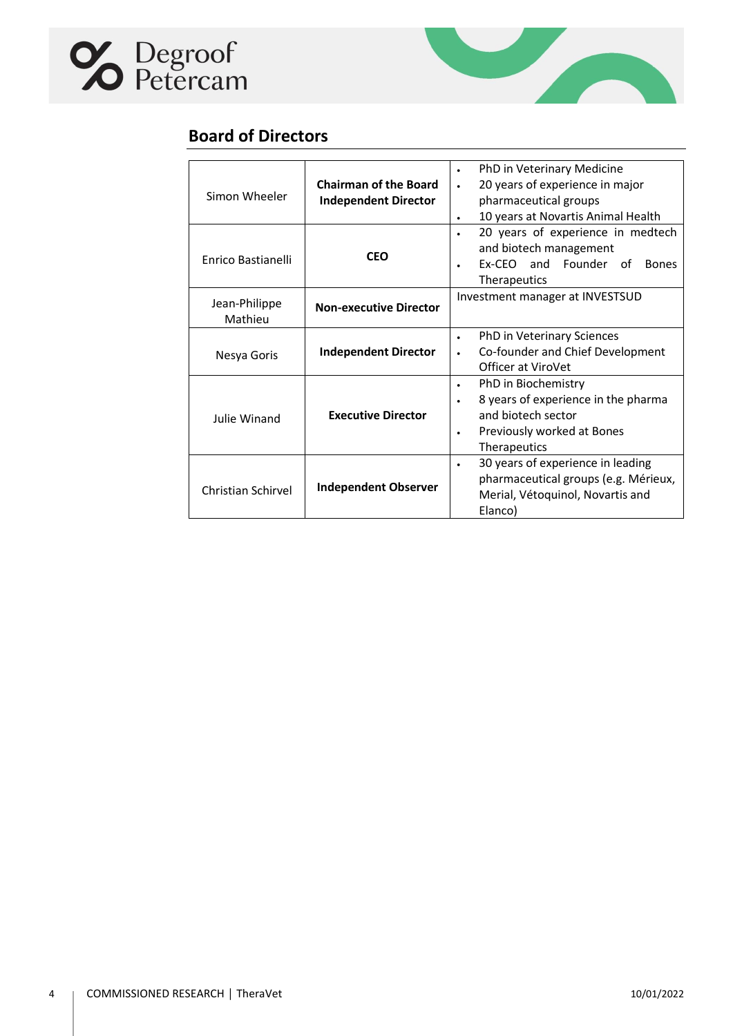## Board of Directors

| | | |
|---|---|---|
| Simon Wheeler | **Chairman of the Board Independent Director** | • PhD in Veterinary Medicine<br>• 20 years of experience in major pharmaceutical groups<br>• 10 years at Novartis Animal Health |
| Enrico Bastianelli | **CEO** | • 20 years of experience in medtech and biotech management<br>• Ex-CEO and Founder of Bones Therapeutics |
| Jean-Philippe Mathieu | **Non-executive Director** | Investment manager at INVESTSUD |
| Nesya Goris | **Independent Director** | • PhD in Veterinary Sciences<br>• Co-founder and Chief Development Officer at ViroVet |
| Julie Winand | **Executive Director** | • PhD in Biochemistry<br>• 8 years of experience in the pharma and biotech sector<br>• Previously worked at Bones Therapeutics |
| Christian Schirvel | **Independent Observer** | • 30 years of experience in leading pharmaceutical groups (e.g. Mérieux, Merial, Vétoquinol, Novartis and Elanco) |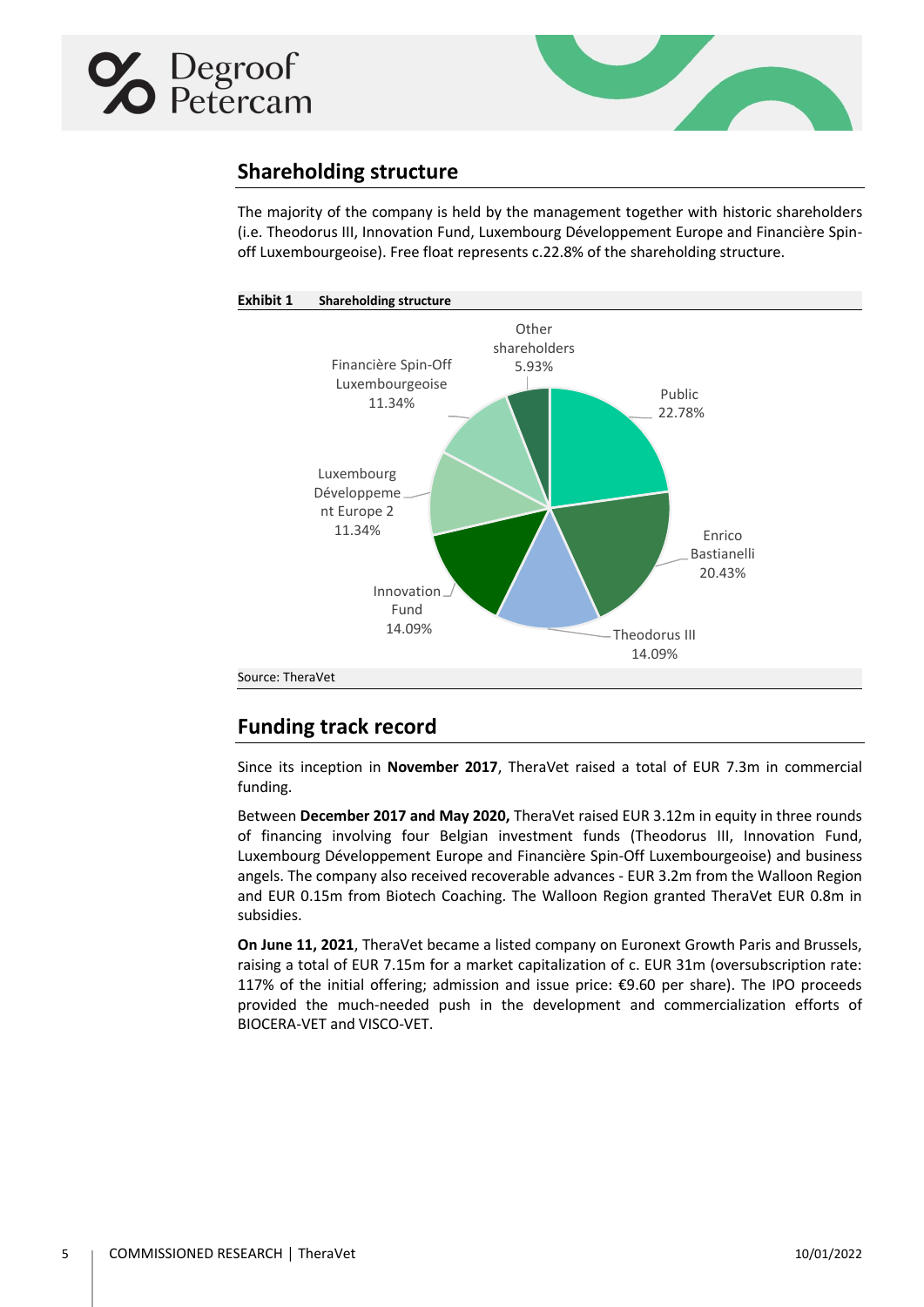## Shareholding structure

The majority of the company is held by the management together with historic shareholders (i.e. Theodorus III, Innovation Fund, Luxembourg Développement Europe and Financière Spin-off Luxembourgeoise). Free float represents c.22.8% of the shareholding structure.

**Exhibit 1 Shareholding structure**

| Shareholder | Share |
|---|---|
| Public | 22.78% |
| Enrico Bastianelli | 20.43% |
| Theodorus III | 14.09% |
| Innovation Fund | 14.09% |
| Luxembourg Développement Europe 2 | 11.34% |
| Financière Spin-Off Luxembourgeoise | 11.34% |
| Other shareholders | 5.93% |

Source: TheraVet

## Funding track record

Since its inception in **November 2017**, TheraVet raised a total of EUR 7.3m in commercial funding.

Between **December 2017 and May 2020,** TheraVet raised EUR 3.12m in equity in three rounds of financing involving four Belgian investment funds (Theodorus III, Innovation Fund, Luxembourg Développement Europe and Financière Spin-Off Luxembourgeoise) and business angels. The company also received recoverable advances - EUR 3.2m from the Walloon Region and EUR 0.15m from Biotech Coaching. The Walloon Region granted TheraVet EUR 0.8m in subsidies.

**On June 11, 2021**, TheraVet became a listed company on Euronext Growth Paris and Brussels, raising a total of EUR 7.15m for a market capitalization of c. EUR 31m (oversubscription rate: 117% of the initial offering; admission and issue price: €9.60 per share). The IPO proceeds provided the much-needed push in the development and commercialization efforts of BIOCERA-VET and VISCO-VET.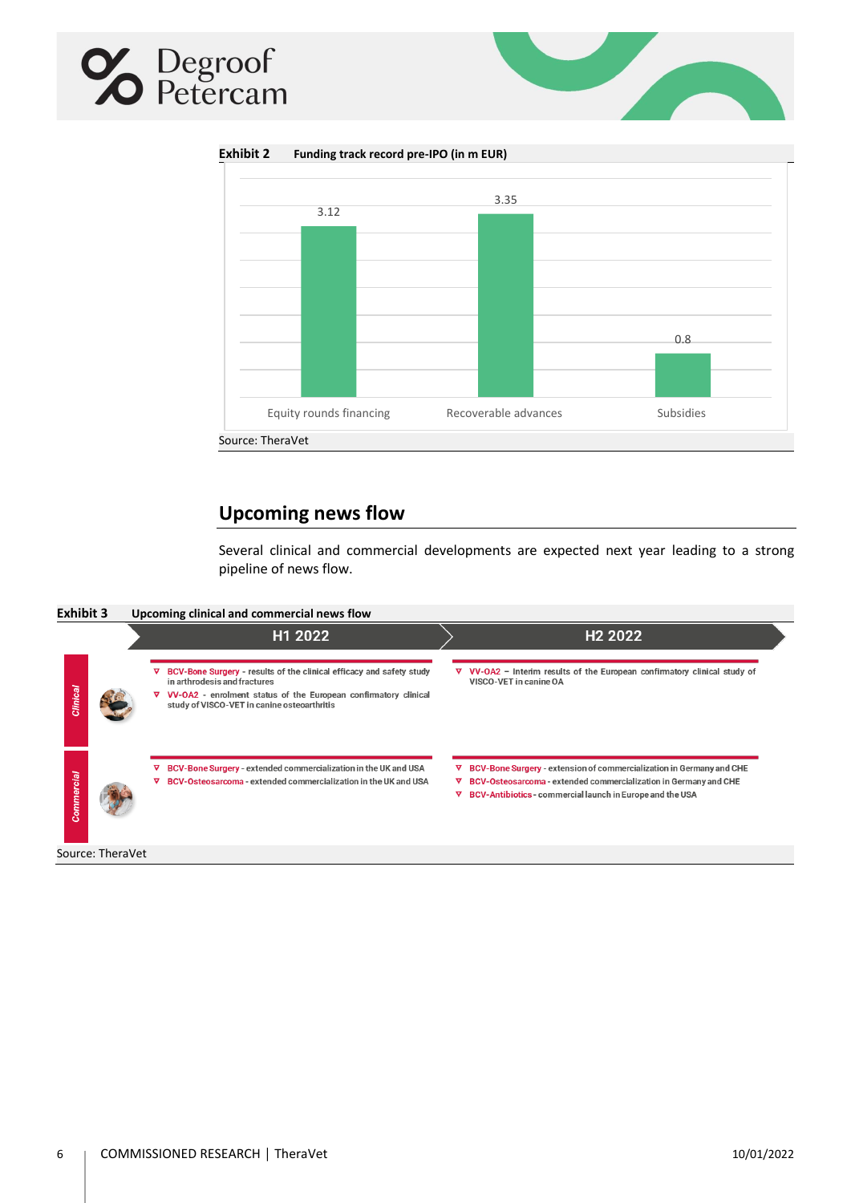**Exhibit 2** Funding track record pre-IPO (in m EUR)

| | Equity rounds financing | Recoverable advances | Subsidies |
|---|---|---|---|
| m EUR | 3.12 | 3.35 | 0.8 |

Source: TheraVet

## Upcoming news flow

Several clinical and commercial developments are expected next year leading to a strong pipeline of news flow.

**Exhibit 3** Upcoming clinical and commercial news flow

| | H1 2022 | H2 2022 |
|---|---|---|
| **Clinical** | ▽ BCV-Bone Surgery - results of the clinical efficacy and safety study in arthrodesis and fractures<br>▽ VV-OA2 - enrolment status of the European confirmatory clinical study of VISCO-VET in canine osteoarthritis | ▽ VV-OA2 – Interim results of the European confirmatory clinical study of VISCO-VET in canine OA |
| **Commercial** | ▽ BCV-Bone Surgery - extended commercialization in the UK and USA<br>▽ BCV-Osteosarcoma - extended commercialization in the UK and USA | ▽ BCV-Bone Surgery - extension of commercialization in Germany and CHE<br>▽ BCV-Osteosarcoma - extended commercialization in Germany and CHE<br>▽ BCV-Antibiotics - commercial launch in Europe and the USA |

Source: TheraVet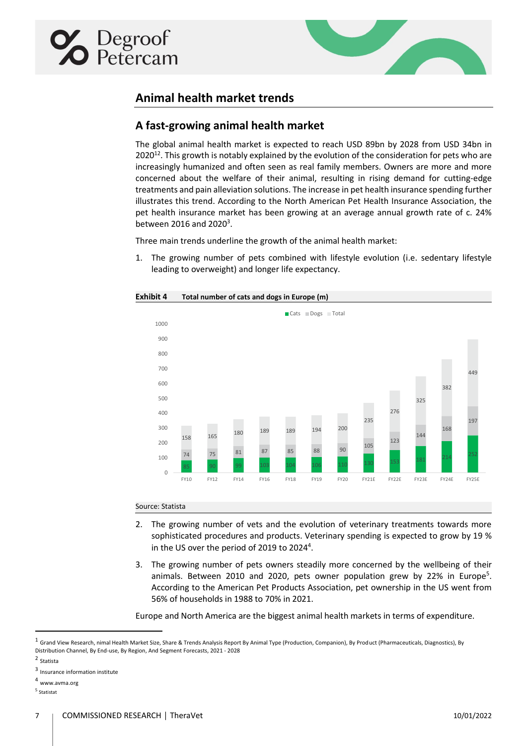# Animal health market trends

## A fast-growing animal health market

The global animal health market is expected to reach USD 89bn by 2028 from USD 34bn in 2020[1,2]. This growth is notably explained by the evolution of the consideration for pets who are increasingly humanized and often seen as real family members. Owners are more and more concerned about the welfare of their animal, resulting in rising demand for cutting-edge treatments and pain alleviation solutions. The increase in pet health insurance spending further illustrates this trend. According to the North American Pet Health Insurance Association, the pet health insurance market has been growing at an average annual growth rate of c. 24% between 2016 and 2020[3].

Three main trends underline the growth of the animal health market:

1. The growing number of pets combined with lifestyle evolution (i.e. sedentary lifestyle leading to overweight) and longer life expectancy.

**Exhibit 4 Total number of cats and dogs in Europe (m)**

| | FY10 | FY12 | FY14 | FY16 | FY18 | FY19 | FY20 | FY21E | FY22E | FY23E | FY24E | FY25E |
|---|---|---|---|---|---|---|---|---|---|---|---|---|
| Cats | 85 | 90 | 99 | 103 | 104 | 106 | 110 | 130 | 153 | 181 | 214 | 252 |
| Dogs | 74 | 75 | 81 | 87 | 85 | 88 | 90 | 105 | 123 | 144 | 168 | 197 |
| Total | 158 | 165 | 180 | 189 | 189 | 194 | 200 | 235 | 276 | 325 | 382 | 449 |

Source: Statista

2. The growing number of vets and the evolution of veterinary treatments towards more sophisticated procedures and products. Veterinary spending is expected to grow by 19 % in the US over the period of 2019 to 2024[4].

3. The growing number of pets owners steadily more concerned by the wellbeing of their animals. Between 2010 and 2020, pets owner population grew by 22% in Europe[5]. According to the American Pet Products Association, pet ownership in the US went from 56% of households in 1988 to 70% in 2021.

Europe and North America are the biggest animal health markets in terms of expenditure.

---

[1] Grand View Research, nimal Health Market Size, Share & Trends Analysis Report By Animal Type (Production, Companion), By Product (Pharmaceuticals, Diagnostics), By Distribution Channel, By End-use, By Region, And Segment Forecasts, 2021 - 2028

[2] Statista

[3] Insurance information institute

[4] www.avma.org

[5] Statistat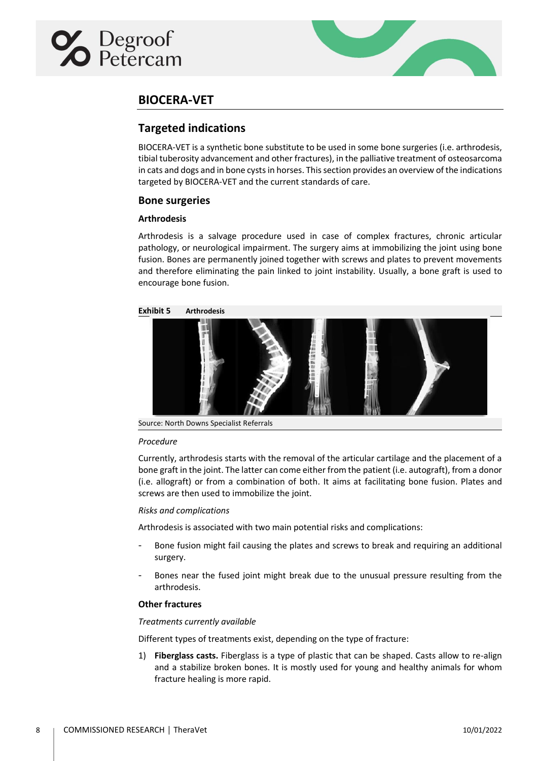## BIOCERA-VET

## Targeted indications

BIOCERA-VET is a synthetic bone substitute to be used in some bone surgeries (i.e. arthrodesis, tibial tuberosity advancement and other fractures), in the palliative treatment of osteosarcoma in cats and dogs and in bone cysts in horses. This section provides an overview of the indications targeted by BIOCERA-VET and the current standards of care.

### Bone surgeries

#### Arthrodesis

Arthrodesis is a salvage procedure used in case of complex fractures, chronic articular pathology, or neurological impairment. The surgery aims at immobilizing the joint using bone fusion. Bones are permanently joined together with screws and plates to prevent movements and therefore eliminating the pain linked to joint instability. Usually, a bone graft is used to encourage bone fusion.

**Exhibit 5** **Arthrodesis**

Source: North Downs Specialist Referrals

*Procedure*

Currently, arthrodesis starts with the removal of the articular cartilage and the placement of a bone graft in the joint. The latter can come either from the patient (i.e. autograft), from a donor (i.e. allograft) or from a combination of both. It aims at facilitating bone fusion. Plates and screws are then used to immobilize the joint.

*Risks and complications*

Arthrodesis is associated with two main potential risks and complications:

- Bone fusion might fail causing the plates and screws to break and requiring an additional surgery.
- Bones near the fused joint might break due to the unusual pressure resulting from the arthrodesis.

#### Other fractures

*Treatments currently available*

Different types of treatments exist, depending on the type of fracture:

1) **Fiberglass casts.** Fiberglass is a type of plastic that can be shaped. Casts allow to re-align and a stabilize broken bones. It is mostly used for young and healthy animals for whom fracture healing is more rapid.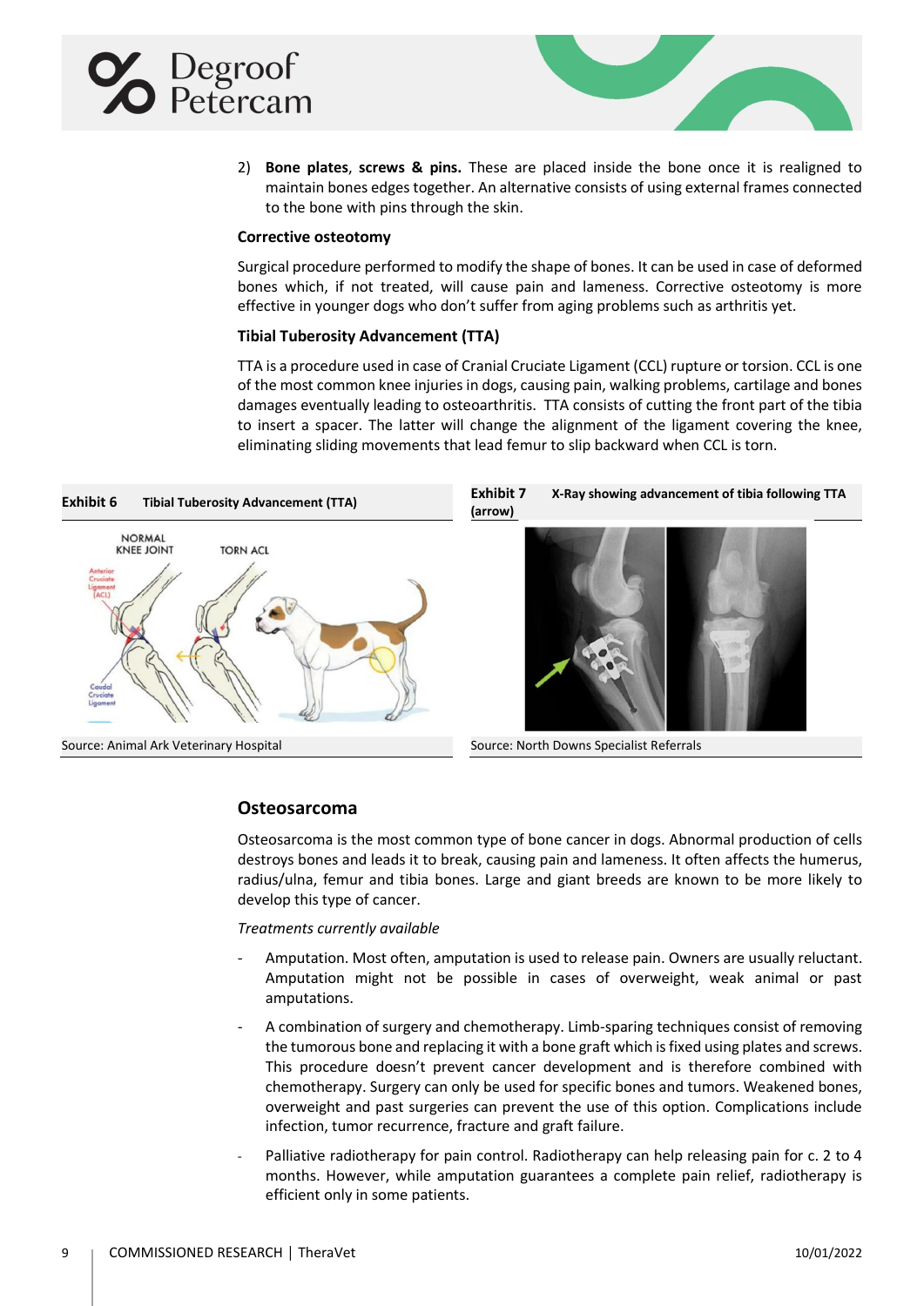2) **Bone plates**, **screws & pins.** These are placed inside the bone once it is realigned to maintain bones edges together. An alternative consists of using external frames connected to the bone with pins through the skin.

### Corrective osteotomy

Surgical procedure performed to modify the shape of bones. It can be used in case of deformed bones which, if not treated, will cause pain and lameness. Corrective osteotomy is more effective in younger dogs who don't suffer from aging problems such as arthritis yet.

### Tibial Tuberosity Advancement (TTA)

TTA is a procedure used in case of Cranial Cruciate Ligament (CCL) rupture or torsion. CCL is one of the most common knee injuries in dogs, causing pain, walking problems, cartilage and bones damages eventually leading to osteoarthritis. TTA consists of cutting the front part of the tibia to insert a spacer. The latter will change the alignment of the ligament covering the knee, eliminating sliding movements that lead femur to slip backward when CCL is torn.

**Exhibit 6** **Tibial Tuberosity Advancement (TTA)**

Source: Animal Ark Veterinary Hospital

**Exhibit 7** **X-Ray showing advancement of tibia following TTA (arrow)**

Source: North Downs Specialist Referrals

## Osteosarcoma

Osteosarcoma is the most common type of bone cancer in dogs. Abnormal production of cells destroys bones and leads it to break, causing pain and lameness. It often affects the humerus, radius/ulna, femur and tibia bones. Large and giant breeds are known to be more likely to develop this type of cancer.

*Treatments currently available*

- Amputation. Most often, amputation is used to release pain. Owners are usually reluctant. Amputation might not be possible in cases of overweight, weak animal or past amputations.
- A combination of surgery and chemotherapy. Limb-sparing techniques consist of removing the tumorous bone and replacing it with a bone graft which is fixed using plates and screws. This procedure doesn't prevent cancer development and is therefore combined with chemotherapy. Surgery can only be used for specific bones and tumors. Weakened bones, overweight and past surgeries can prevent the use of this option. Complications include infection, tumor recurrence, fracture and graft failure.
- Palliative radiotherapy for pain control. Radiotherapy can help releasing pain for c. 2 to 4 months. However, while amputation guarantees a complete pain relief, radiotherapy is efficient only in some patients.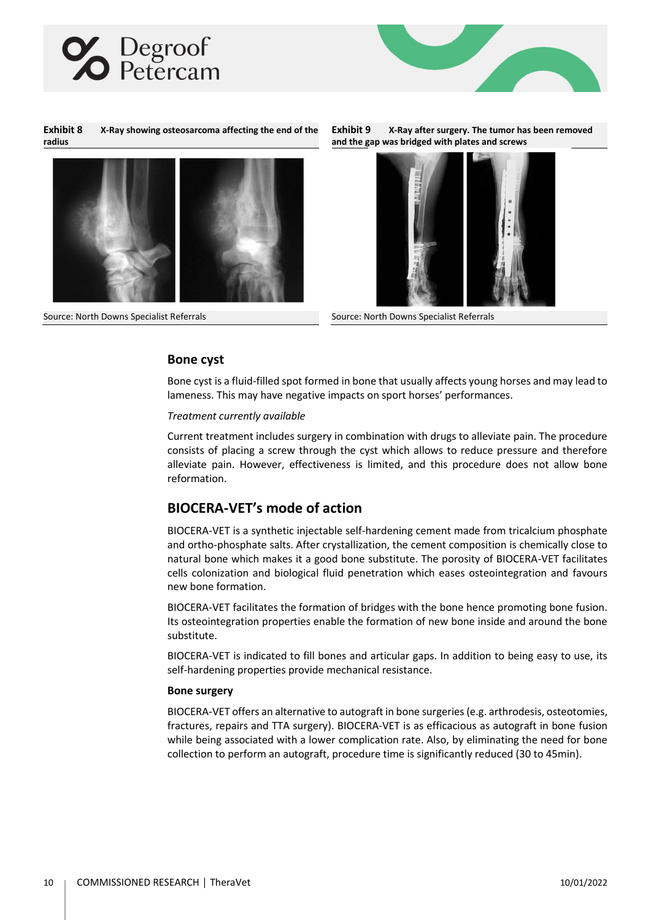**Exhibit 8 X-Ray showing osteosarcoma affecting the end of the radius**

Source: North Downs Specialist Referrals

**Exhibit 9 X-Ray after surgery. The tumor has been removed and the gap was bridged with plates and screws**

Source: North Downs Specialist Referrals

## Bone cyst

Bone cyst is a fluid-filled spot formed in bone that usually affects young horses and may lead to lameness. This may have negative impacts on sport horses' performances.

*Treatment currently available*

Current treatment includes surgery in combination with drugs to alleviate pain. The procedure consists of placing a screw through the cyst which allows to reduce pressure and therefore alleviate pain. However, effectiveness is limited, and this procedure does not allow bone reformation.

## BIOCERA-VET's mode of action

BIOCERA-VET is a synthetic injectable self-hardening cement made from tricalcium phosphate and ortho-phosphate salts. After crystallization, the cement composition is chemically close to natural bone which makes it a good bone substitute. The porosity of BIOCERA-VET facilitates cells colonization and biological fluid penetration which eases osteointegration and favours new bone formation.

BIOCERA-VET facilitates the formation of bridges with the bone hence promoting bone fusion. Its osteointegration properties enable the formation of new bone inside and around the bone substitute.

BIOCERA-VET is indicated to fill bones and articular gaps. In addition to being easy to use, its self-hardening properties provide mechanical resistance.

**Bone surgery**

BIOCERA-VET offers an alternative to autograft in bone surgeries (e.g. arthrodesis, osteotomies, fractures, repairs and TTA surgery). BIOCERA-VET is as efficacious as autograft in bone fusion while being associated with a lower complication rate. Also, by eliminating the need for bone collection to perform an autograft, procedure time is significantly reduced (30 to 45min).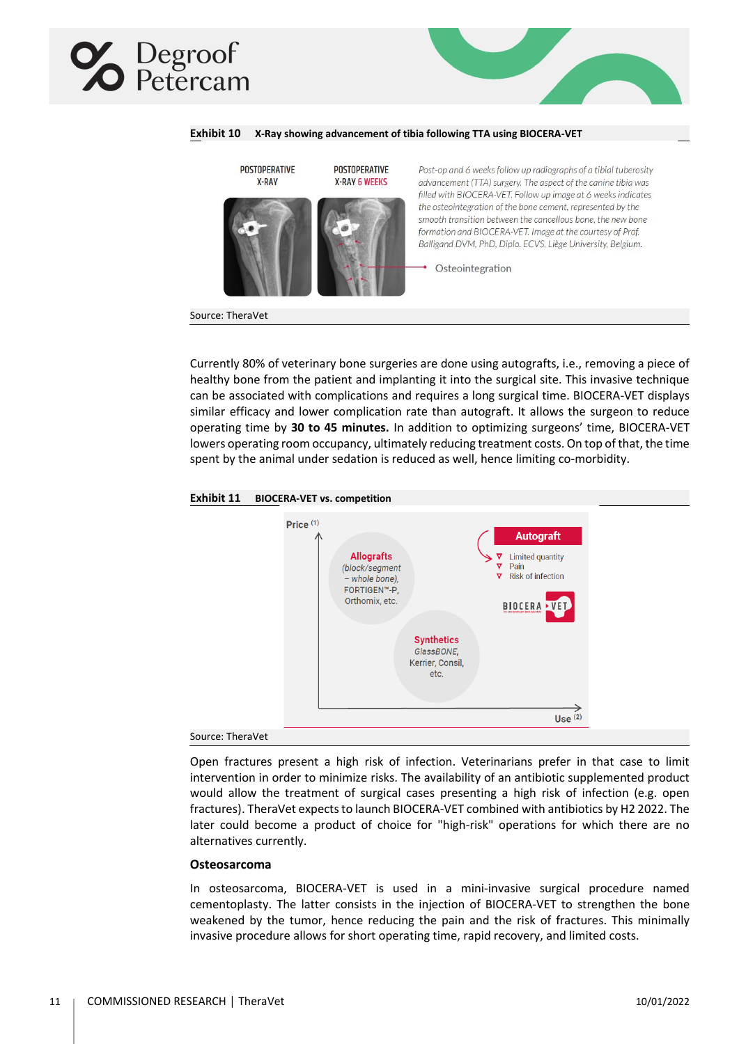**Exhibit 10 X-Ray showing advancement of tibia following TTA using BIOCERA-VET**

POSTOPERATIVE X-RAY

POSTOPERATIVE X-RAY 6 WEEKS

*Post-op and 6 weeks follow up radiographs of a tibial tuberosity advancement (TTA) surgery. The aspect of the canine tibia was filled with BIOCERA-VET. Follow up image at 6 weeks indicates the osteointegration of the bone cement, represented by the smooth transition between the cancellous bone, the new bone formation and BIOCERA-VET. Image at the courtesy of Prof. Balligand DVM, PhD, Diplo. ECVS, Liège University, Belgium.*

Osteointegration

Source: TheraVet

Currently 80% of veterinary bone surgeries are done using autografts, i.e., removing a piece of healthy bone from the patient and implanting it into the surgical site. This invasive technique can be associated with complications and requires a long surgical time. BIOCERA-VET displays similar efficacy and lower complication rate than autograft. It allows the surgeon to reduce operating time by **30 to 45 minutes.** In addition to optimizing surgeons' time, BIOCERA-VET lowers operating room occupancy, ultimately reducing treatment costs. On top of that, the time spent by the animal under sedation is reduced as well, hence limiting co-morbidity.

**Exhibit 11 BIOCERA-VET vs. competition**

Price (1)

**Allografts** *(block/segment – whole bone)*, FORTIGEN™-P, Orthomix, etc.

**Autograft**
- Limited quantity
- Pain
- Risk of infection

BIOCERA-VET

**Synthetics** *GlassBONE*, Kerrier, Consil, etc.

Use (2)

Source: TheraVet

Open fractures present a high risk of infection. Veterinarians prefer in that case to limit intervention in order to minimize risks. The availability of an antibiotic supplemented product would allow the treatment of surgical cases presenting a high risk of infection (e.g. open fractures). TheraVet expects to launch BIOCERA-VET combined with antibiotics by H2 2022. The later could become a product of choice for "high-risk" operations for which there are no alternatives currently.

### Osteosarcoma

In osteosarcoma, BIOCERA-VET is used in a mini-invasive surgical procedure named cementoplasty. The latter consists in the injection of BIOCERA-VET to strengthen the bone weakened by the tumor, hence reducing the pain and the risk of fractures. This minimally invasive procedure allows for short operating time, rapid recovery, and limited costs.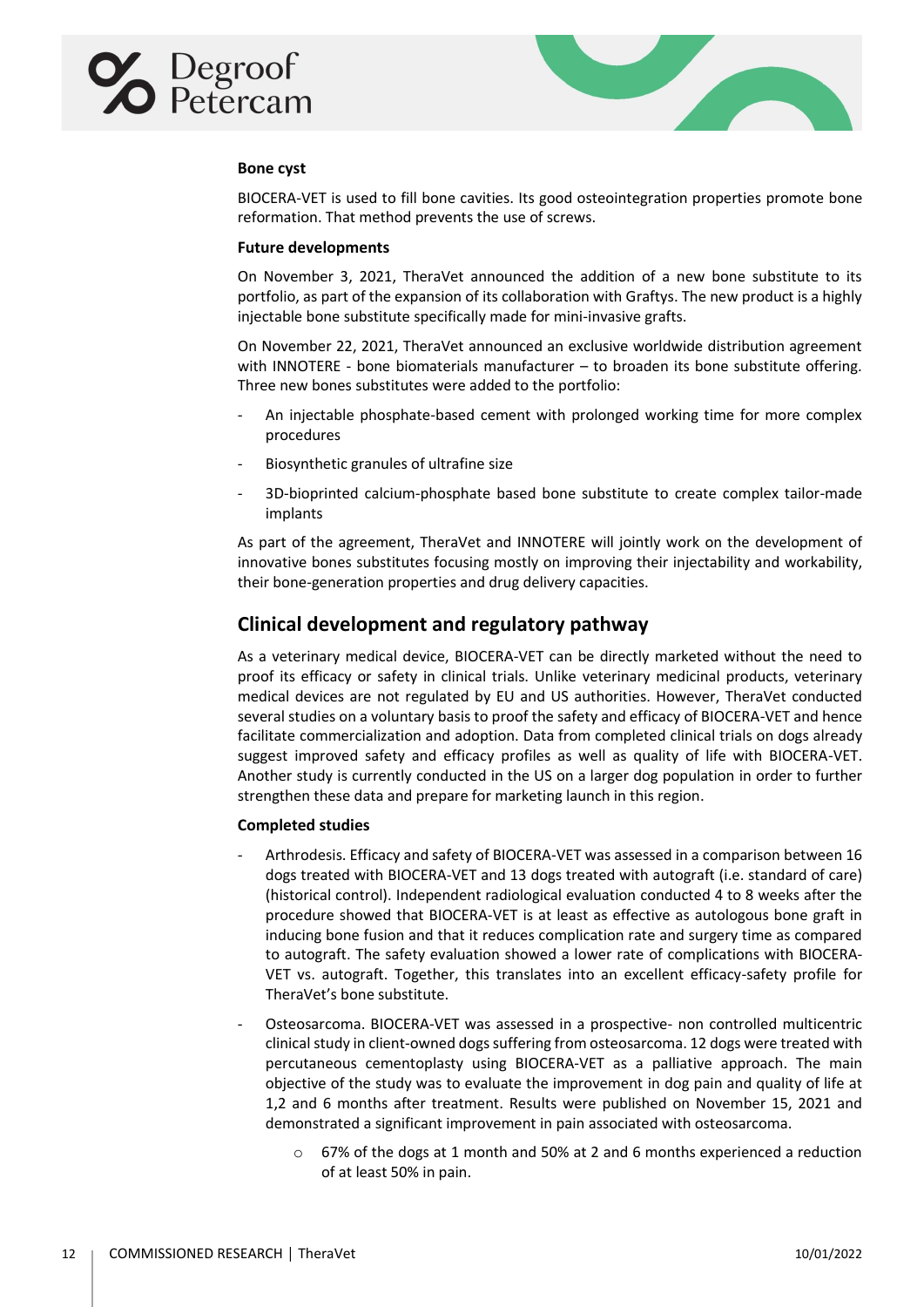**Bone cyst**

BIOCERA-VET is used to fill bone cavities. Its good osteointegration properties promote bone reformation. That method prevents the use of screws.

**Future developments**

On November 3, 2021, TheraVet announced the addition of a new bone substitute to its portfolio, as part of the expansion of its collaboration with Graftys. The new product is a highly injectable bone substitute specifically made for mini-invasive grafts.

On November 22, 2021, TheraVet announced an exclusive worldwide distribution agreement with INNOTERE - bone biomaterials manufacturer – to broaden its bone substitute offering. Three new bones substitutes were added to the portfolio:

- An injectable phosphate-based cement with prolonged working time for more complex procedures
- Biosynthetic granules of ultrafine size
- 3D-bioprinted calcium-phosphate based bone substitute to create complex tailor-made implants

As part of the agreement, TheraVet and INNOTERE will jointly work on the development of innovative bones substitutes focusing mostly on improving their injectability and workability, their bone-generation properties and drug delivery capacities.

## Clinical development and regulatory pathway

As a veterinary medical device, BIOCERA-VET can be directly marketed without the need to proof its efficacy or safety in clinical trials. Unlike veterinary medicinal products, veterinary medical devices are not regulated by EU and US authorities. However, TheraVet conducted several studies on a voluntary basis to proof the safety and efficacy of BIOCERA-VET and hence facilitate commercialization and adoption. Data from completed clinical trials on dogs already suggest improved safety and efficacy profiles as well as quality of life with BIOCERA-VET. Another study is currently conducted in the US on a larger dog population in order to further strengthen these data and prepare for marketing launch in this region.

**Completed studies**

- Arthrodesis. Efficacy and safety of BIOCERA-VET was assessed in a comparison between 16 dogs treated with BIOCERA-VET and 13 dogs treated with autograft (i.e. standard of care) (historical control). Independent radiological evaluation conducted 4 to 8 weeks after the procedure showed that BIOCERA-VET is at least as effective as autologous bone graft in inducing bone fusion and that it reduces complication rate and surgery time as compared to autograft. The safety evaluation showed a lower rate of complications with BIOCERA-VET vs. autograft. Together, this translates into an excellent efficacy-safety profile for TheraVet's bone substitute.
- Osteosarcoma. BIOCERA-VET was assessed in a prospective- non controlled multicentric clinical study in client-owned dogs suffering from osteosarcoma. 12 dogs were treated with percutaneous cementoplasty using BIOCERA-VET as a palliative approach. The main objective of the study was to evaluate the improvement in dog pain and quality of life at 1,2 and 6 months after treatment. Results were published on November 15, 2021 and demonstrated a significant improvement in pain associated with osteosarcoma.
    - 67% of the dogs at 1 month and 50% at 2 and 6 months experienced a reduction of at least 50% in pain.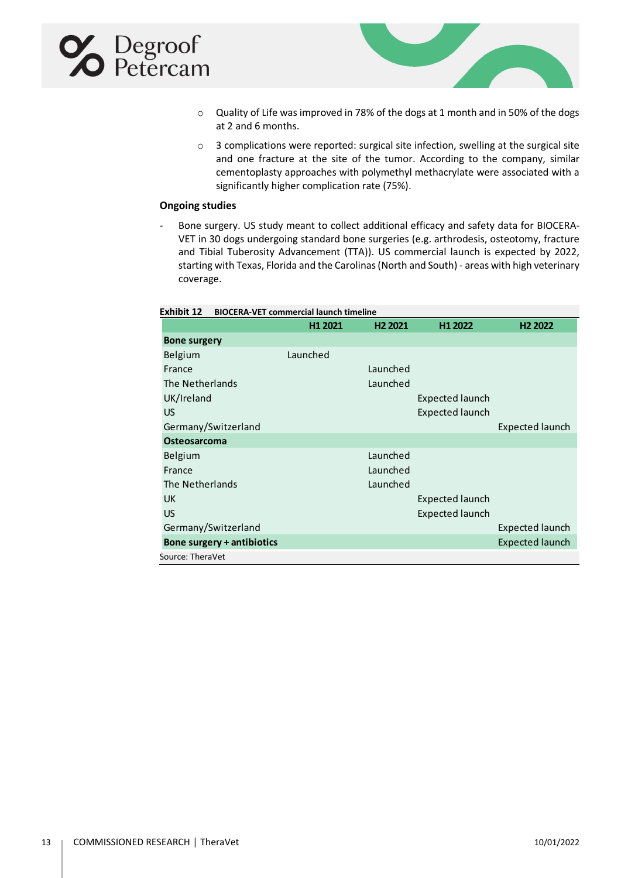- Quality of Life was improved in 78% of the dogs at 1 month and in 50% of the dogs at 2 and 6 months.
- 3 complications were reported: surgical site infection, swelling at the surgical site and one fracture at the site of the tumor. According to the company, similar cementoplasty approaches with polymethyl methacrylate were associated with a significantly higher complication rate (75%).

**Ongoing studies**

- Bone surgery. US study meant to collect additional efficacy and safety data for BIOCERA-VET in 30 dogs undergoing standard bone surgeries (e.g. arthrodesis, osteotomy, fracture and Tibial Tuberosity Advancement (TTA)). US commercial launch is expected by 2022, starting with Texas, Florida and the Carolinas (North and South) - areas with high veterinary coverage.

**Exhibit 12 BIOCERA-VET commercial launch timeline**

| | H1 2021 | H2 2021 | H1 2022 | H2 2022 |
|---|---|---|---|---|
| **Bone surgery** | | | | |
| Belgium | Launched | | | |
| France | | Launched | | |
| The Netherlands | | Launched | | |
| UK/Ireland | | | Expected launch | |
| US | | | Expected launch | |
| Germany/Switzerland | | | | Expected launch |
| **Osteosarcoma** | | | | |
| Belgium | | Launched | | |
| France | | Launched | | |
| The Netherlands | | Launched | | |
| UK | | | Expected launch | |
| US | | | Expected launch | |
| Germany/Switzerland | | | | Expected launch |
| **Bone surgery + antibiotics** | | | | Expected launch |

Source: TheraVet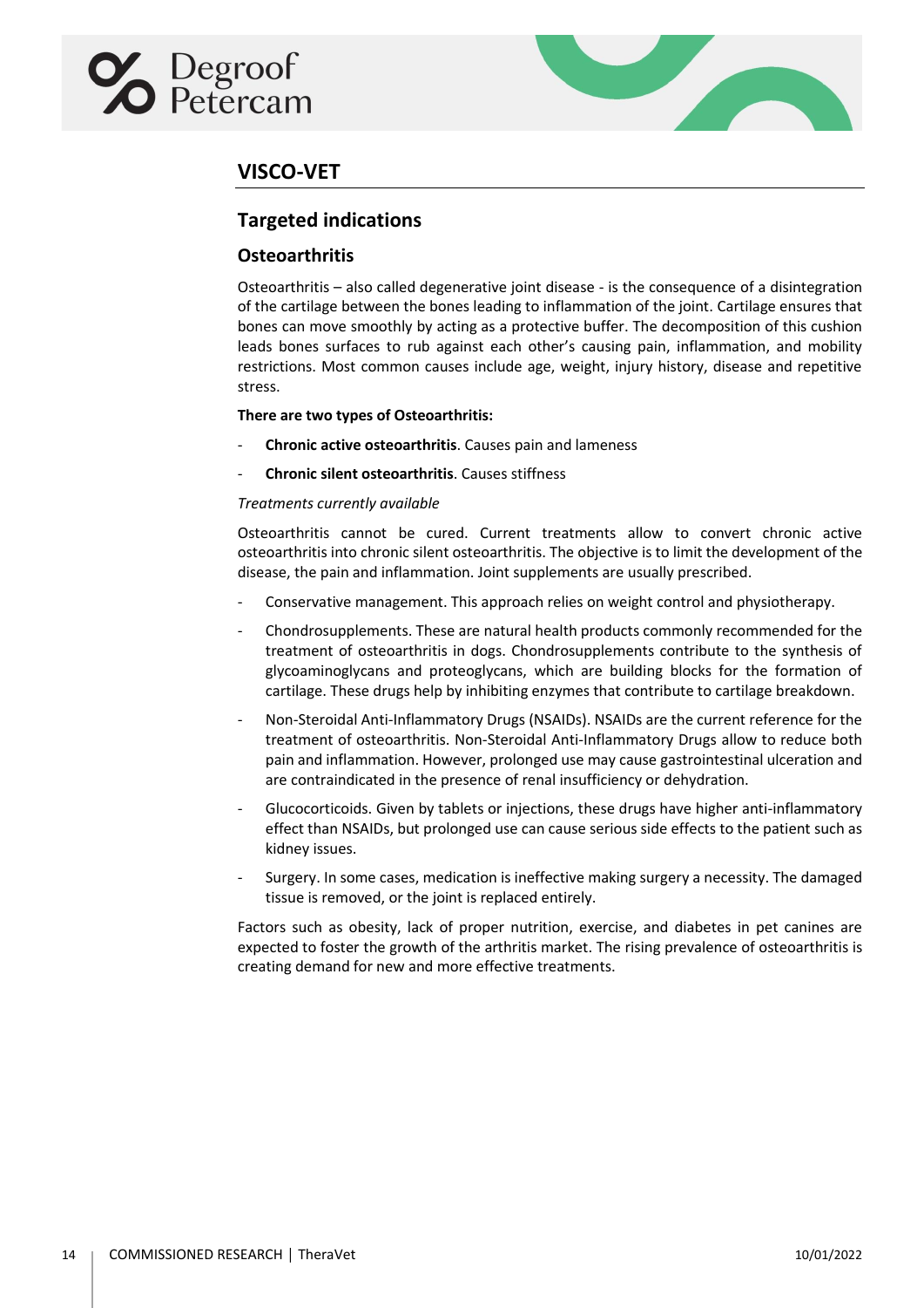## VISCO-VET

### Targeted indications

#### Osteoarthritis

Osteoarthritis – also called degenerative joint disease - is the consequence of a disintegration of the cartilage between the bones leading to inflammation of the joint. Cartilage ensures that bones can move smoothly by acting as a protective buffer. The decomposition of this cushion leads bones surfaces to rub against each other's causing pain, inflammation, and mobility restrictions. Most common causes include age, weight, injury history, disease and repetitive stress.

**There are two types of Osteoarthritis:**

- **Chronic active osteoarthritis**. Causes pain and lameness
- **Chronic silent osteoarthritis**. Causes stiffness

*Treatments currently available*

Osteoarthritis cannot be cured. Current treatments allow to convert chronic active osteoarthritis into chronic silent osteoarthritis. The objective is to limit the development of the disease, the pain and inflammation. Joint supplements are usually prescribed.

- Conservative management. This approach relies on weight control and physiotherapy.
- Chondrosupplements. These are natural health products commonly recommended for the treatment of osteoarthritis in dogs. Chondrosupplements contribute to the synthesis of glycoaminoglycans and proteoglycans, which are building blocks for the formation of cartilage. These drugs help by inhibiting enzymes that contribute to cartilage breakdown.
- Non-Steroidal Anti-Inflammatory Drugs (NSAIDs). NSAIDs are the current reference for the treatment of osteoarthritis. Non-Steroidal Anti-Inflammatory Drugs allow to reduce both pain and inflammation. However, prolonged use may cause gastrointestinal ulceration and are contraindicated in the presence of renal insufficiency or dehydration.
- Glucocorticoids. Given by tablets or injections, these drugs have higher anti-inflammatory effect than NSAIDs, but prolonged use can cause serious side effects to the patient such as kidney issues.
- Surgery. In some cases, medication is ineffective making surgery a necessity. The damaged tissue is removed, or the joint is replaced entirely.

Factors such as obesity, lack of proper nutrition, exercise, and diabetes in pet canines are expected to foster the growth of the arthritis market. The rising prevalence of osteoarthritis is creating demand for new and more effective treatments.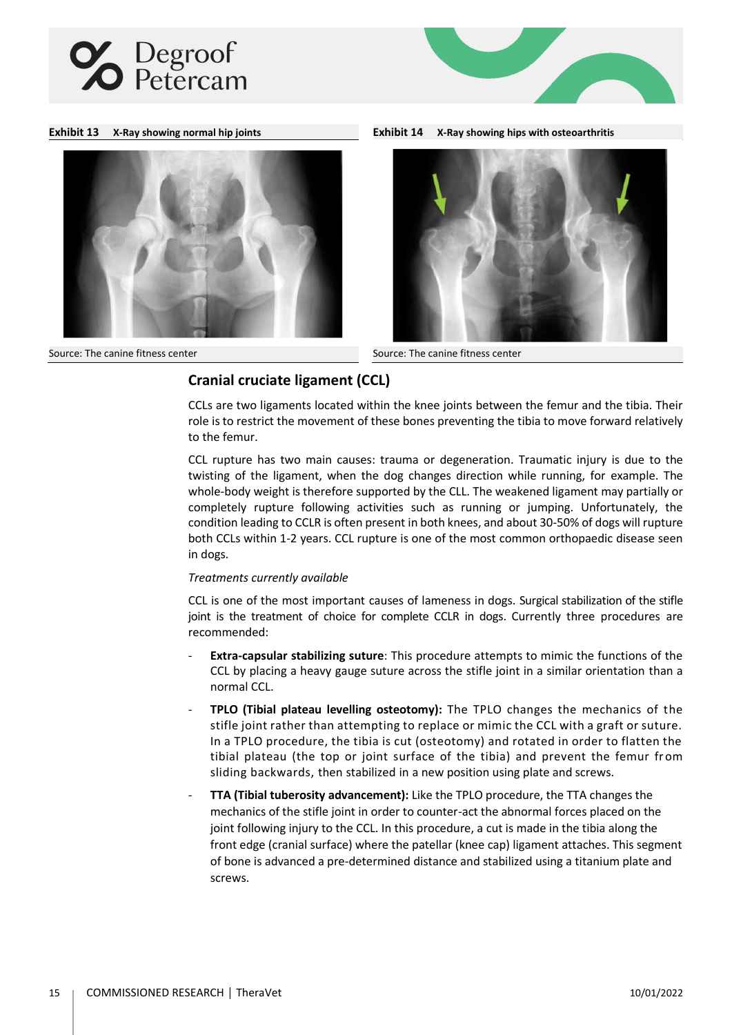**Exhibit 13** X-Ray showing normal hip joints

Source: The canine fitness center

**Exhibit 14** X-Ray showing hips with osteoarthritis

Source: The canine fitness center

## Cranial cruciate ligament (CCL)

CCLs are two ligaments located within the knee joints between the femur and the tibia. Their role is to restrict the movement of these bones preventing the tibia to move forward relatively to the femur.

CCL rupture has two main causes: trauma or degeneration. Traumatic injury is due to the twisting of the ligament, when the dog changes direction while running, for example. The whole-body weight is therefore supported by the CLL. The weakened ligament may partially or completely rupture following activities such as running or jumping. Unfortunately, the condition leading to CCLR is often present in both knees, and about 30-50% of dogs will rupture both CCLs within 1-2 years. CCL rupture is one of the most common orthopaedic disease seen in dogs.

*Treatments currently available*

CCL is one of the most important causes of lameness in dogs. Surgical stabilization of the stifle joint is the treatment of choice for complete CCLR in dogs. Currently three procedures are recommended:

- **Extra-capsular stabilizing suture**: This procedure attempts to mimic the functions of the CCL by placing a heavy gauge suture across the stifle joint in a similar orientation than a normal CCL.
- **TPLO (Tibial plateau levelling osteotomy):** The TPLO changes the mechanics of the stifle joint rather than attempting to replace or mimic the CCL with a graft or suture. In a TPLO procedure, the tibia is cut (osteotomy) and rotated in order to flatten the tibial plateau (the top or joint surface of the tibia) and prevent the femur from sliding backwards, then stabilized in a new position using plate and screws.
- **TTA (Tibial tuberosity advancement):** Like the TPLO procedure, the TTA changes the mechanics of the stifle joint in order to counter-act the abnormal forces placed on the joint following injury to the CCL. In this procedure, a cut is made in the tibia along the front edge (cranial surface) where the patellar (knee cap) ligament attaches. This segment of bone is advanced a pre-determined distance and stabilized using a titanium plate and screws.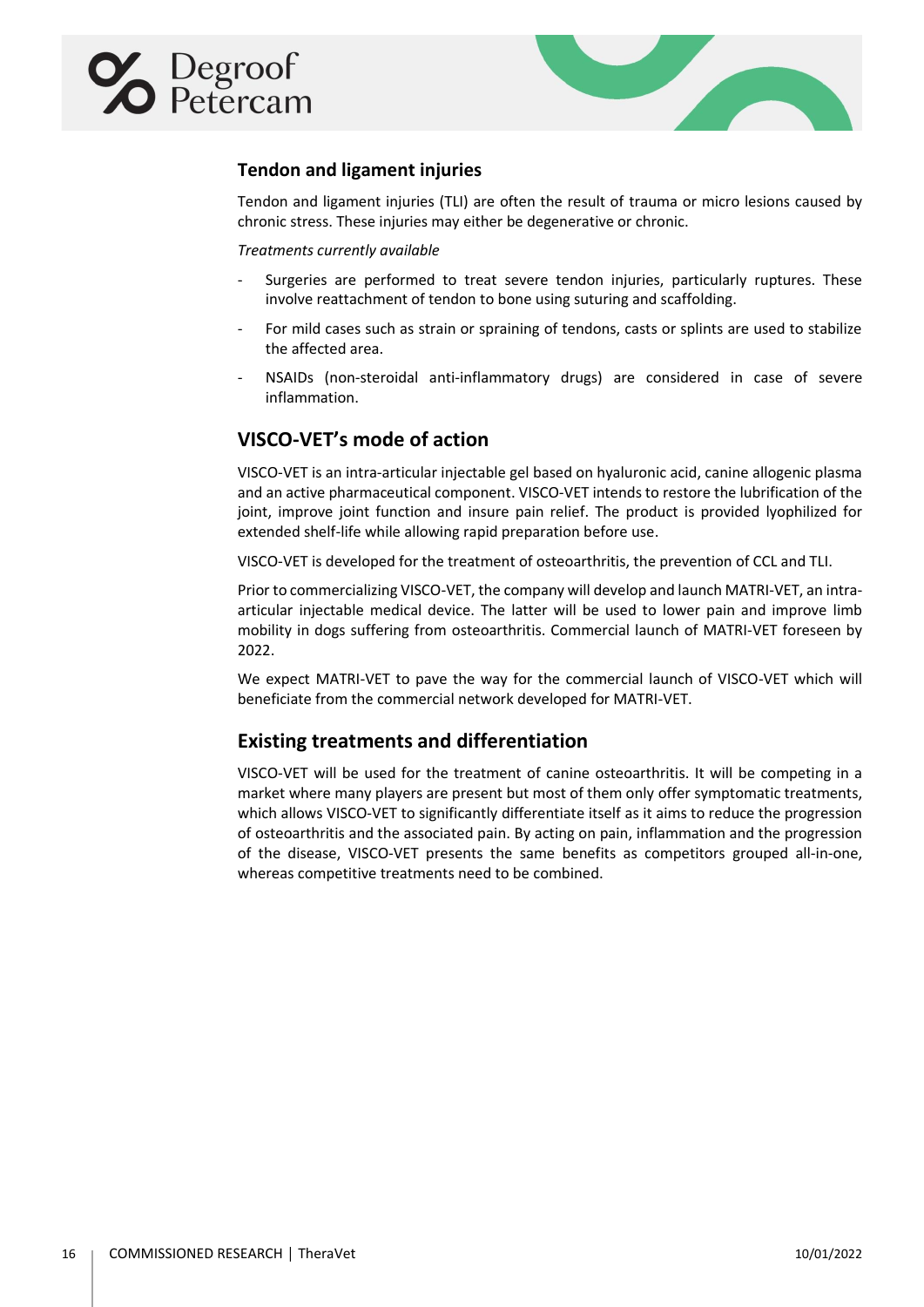### Tendon and ligament injuries

Tendon and ligament injuries (TLI) are often the result of trauma or micro lesions caused by chronic stress. These injuries may either be degenerative or chronic.

*Treatments currently available*

- Surgeries are performed to treat severe tendon injuries, particularly ruptures. These involve reattachment of tendon to bone using suturing and scaffolding.
- For mild cases such as strain or spraining of tendons, casts or splints are used to stabilize the affected area.
- NSAIDs (non-steroidal anti-inflammatory drugs) are considered in case of severe inflammation.

## VISCO-VET's mode of action

VISCO-VET is an intra-articular injectable gel based on hyaluronic acid, canine allogenic plasma and an active pharmaceutical component. VISCO-VET intends to restore the lubrification of the joint, improve joint function and insure pain relief. The product is provided lyophilized for extended shelf-life while allowing rapid preparation before use.

VISCO-VET is developed for the treatment of osteoarthritis, the prevention of CCL and TLI.

Prior to commercializing VISCO-VET, the company will develop and launch MATRI-VET, an intra-articular injectable medical device. The latter will be used to lower pain and improve limb mobility in dogs suffering from osteoarthritis. Commercial launch of MATRI-VET foreseen by 2022.

We expect MATRI-VET to pave the way for the commercial launch of VISCO-VET which will beneficiate from the commercial network developed for MATRI-VET.

## Existing treatments and differentiation

VISCO-VET will be used for the treatment of canine osteoarthritis. It will be competing in a market where many players are present but most of them only offer symptomatic treatments, which allows VISCO-VET to significantly differentiate itself as it aims to reduce the progression of osteoarthritis and the associated pain. By acting on pain, inflammation and the progression of the disease, VISCO-VET presents the same benefits as competitors grouped all-in-one, whereas competitive treatments need to be combined.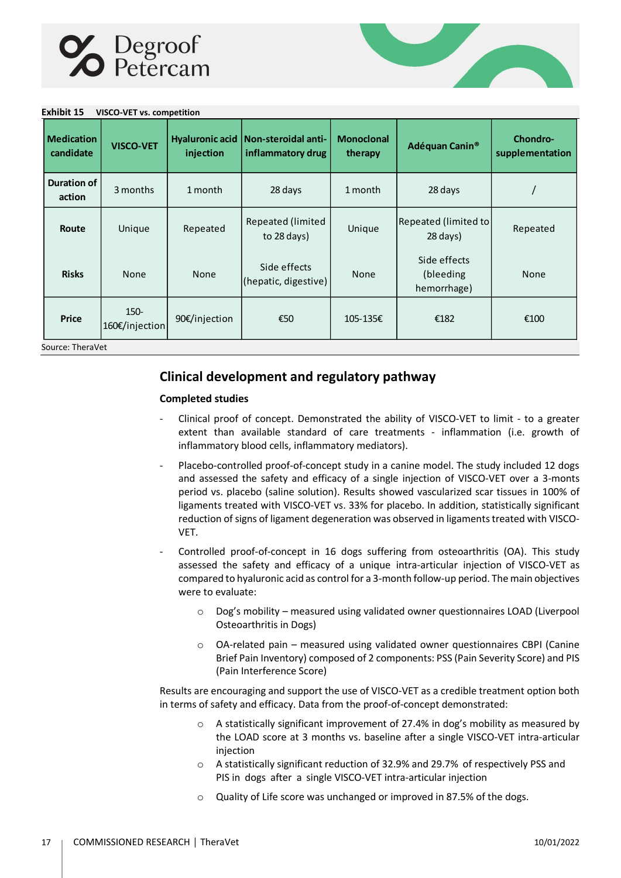**Exhibit 15 VISCO-VET vs. competition**

| Medication candidate | VISCO-VET | Hyaluronic acid injection | Non-steroidal anti-inflammatory drug | Monoclonal therapy | Adéquan Canin® | Chondro-supplementation |
|---|---|---|---|---|---|---|
| Duration of action | 3 months | 1 month | 28 days | 1 month | 28 days | / |
| Route | Unique | Repeated | Repeated (limited to 28 days) | Unique | Repeated (limited to 28 days) | Repeated |
| Risks | None | None | Side effects (hepatic, digestive) | None | Side effects (bleeding hemorrhage) | None |
| Price | 150-160€/injection | 90€/injection | €50 | 105-135€ | €182 | €100 |

Source: TheraVet

## Clinical development and regulatory pathway

### Completed studies

- Clinical proof of concept. Demonstrated the ability of VISCO-VET to limit - to a greater extent than available standard of care treatments - inflammation (i.e. growth of inflammatory blood cells, inflammatory mediators).
- Placebo-controlled proof-of-concept study in a canine model. The study included 12 dogs and assessed the safety and efficacy of a single injection of VISCO-VET over a 3-months period vs. placebo (saline solution). Results showed vascularized scar tissues in 100% of ligaments treated with VISCO-VET vs. 33% for placebo. In addition, statistically significant reduction of signs of ligament degeneration was observed in ligaments treated with VISCO-VET.
- Controlled proof-of-concept in 16 dogs suffering from osteoarthritis (OA). This study assessed the safety and efficacy of a unique intra-articular injection of VISCO-VET as compared to hyaluronic acid as control for a 3-month follow-up period. The main objectives were to evaluate:
    - Dog's mobility – measured using validated owner questionnaires LOAD (Liverpool Osteoarthritis in Dogs)
    - OA-related pain – measured using validated owner questionnaires CBPI (Canine Brief Pain Inventory) composed of 2 components: PSS (Pain Severity Score) and PIS (Pain Interference Score)

Results are encouraging and support the use of VISCO-VET as a credible treatment option both in terms of safety and efficacy. Data from the proof-of-concept demonstrated:

- A statistically significant improvement of 27.4% in dog's mobility as measured by the LOAD score at 3 months vs. baseline after a single VISCO-VET intra-articular injection
- A statistically significant reduction of 32.9% and 29.7% of respectively PSS and PIS in dogs after a single VISCO-VET intra-articular injection
- Quality of Life score was unchanged or improved in 87.5% of the dogs.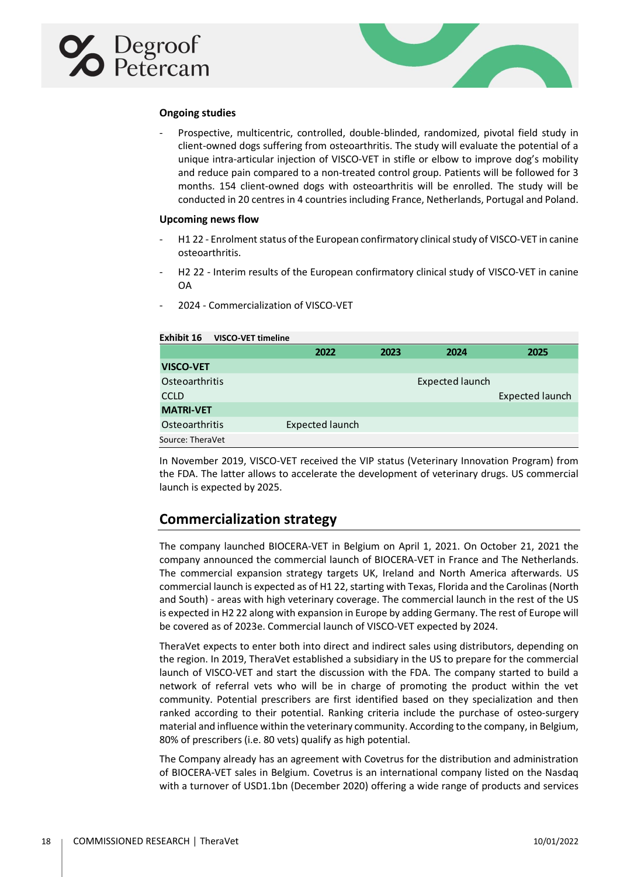**Ongoing studies**

- Prospective, multicentric, controlled, double-blinded, randomized, pivotal field study in client-owned dogs suffering from osteoarthritis. The study will evaluate the potential of a unique intra-articular injection of VISCO-VET in stifle or elbow to improve dog's mobility and reduce pain compared to a non-treated control group. Patients will be followed for 3 months. 154 client-owned dogs with osteoarthritis will be enrolled. The study will be conducted in 20 centres in 4 countries including France, Netherlands, Portugal and Poland.

**Upcoming news flow**

- H1 22 - Enrolment status of the European confirmatory clinical study of VISCO-VET in canine osteoarthritis.
- H2 22 - Interim results of the European confirmatory clinical study of VISCO-VET in canine OA
- 2024 - Commercialization of VISCO-VET

**Exhibit 16** **VISCO-VET timeline**

| | 2022 | 2023 | 2024 | 2025 |
|---|---|---|---|---|
| **VISCO-VET** | | | | |
| Osteoarthritis | | | Expected launch | |
| CCLD | | | | Expected launch |
| **MATRI-VET** | | | | |
| Osteoarthritis | Expected launch | | | |

Source: TheraVet

In November 2019, VISCO-VET received the VIP status (Veterinary Innovation Program) from the FDA. The latter allows to accelerate the development of veterinary drugs. US commercial launch is expected by 2025.

## Commercialization strategy

The company launched BIOCERA-VET in Belgium on April 1, 2021. On October 21, 2021 the company announced the commercial launch of BIOCERA-VET in France and The Netherlands. The commercial expansion strategy targets UK, Ireland and North America afterwards. US commercial launch is expected as of H1 22, starting with Texas, Florida and the Carolinas (North and South) - areas with high veterinary coverage. The commercial launch in the rest of the US is expected in H2 22 along with expansion in Europe by adding Germany. The rest of Europe will be covered as of 2023e. Commercial launch of VISCO-VET expected by 2024.

TheraVet expects to enter both into direct and indirect sales using distributors, depending on the region. In 2019, TheraVet established a subsidiary in the US to prepare for the commercial launch of VISCO-VET and start the discussion with the FDA. The company started to build a network of referral vets who will be in charge of promoting the product within the vet community. Potential prescribers are first identified based on they specialization and then ranked according to their potential. Ranking criteria include the purchase of osteo-surgery material and influence within the veterinary community. According to the company, in Belgium, 80% of prescribers (i.e. 80 vets) qualify as high potential.

The Company already has an agreement with Covetrus for the distribution and administration of BIOCERA-VET sales in Belgium. Covetrus is an international company listed on the Nasdaq with a turnover of USD1.1bn (December 2020) offering a wide range of products and services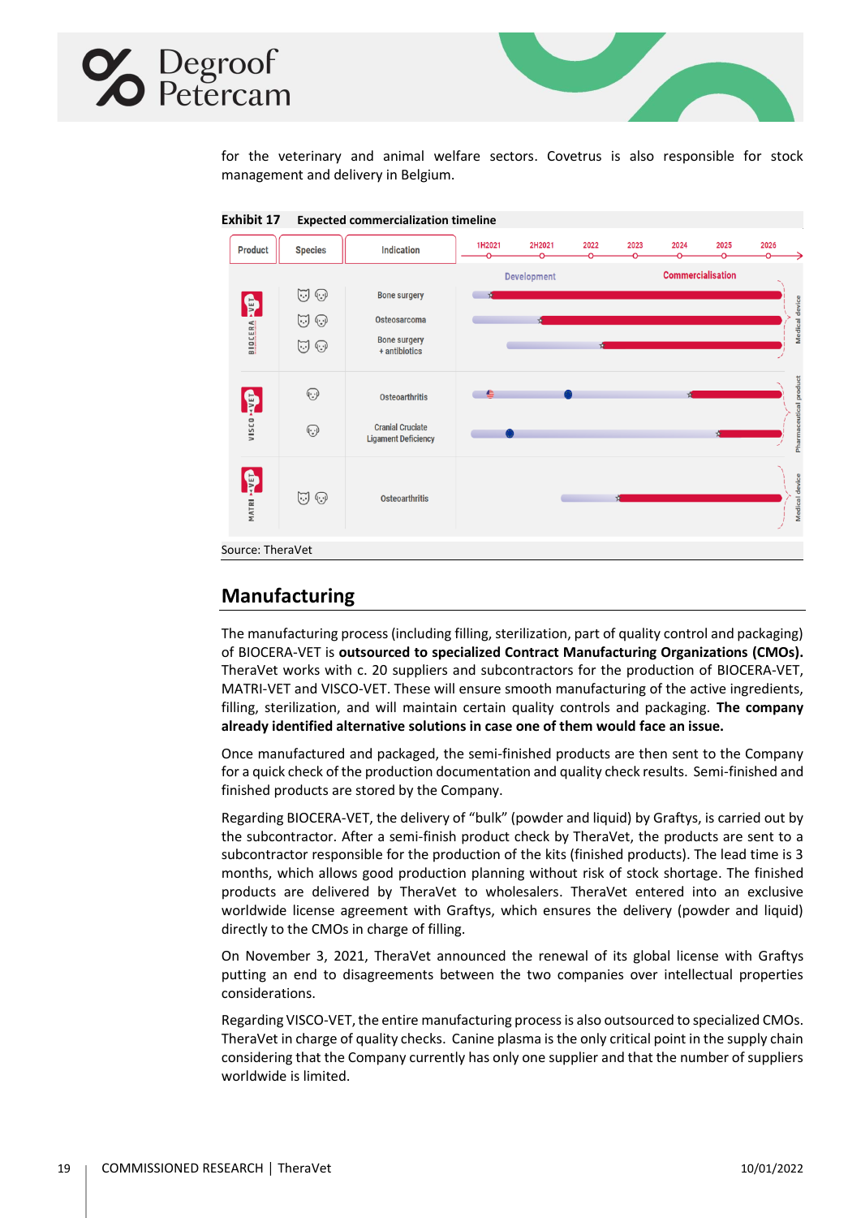for the veterinary and animal welfare sectors. Covetrus is also responsible for stock management and delivery in Belgium.

**Exhibit 17 Expected commercialization timeline**

| Product | Species | Indication |
|---|---|---|
| BIOCERA-VET | Cat, Dog | Bone surgery |
| | Cat, Dog | Osteosarcoma |
| | Cat, Dog | Bone surgery + antibiotics |
| VISCO-VET | Dog | Osteoarthritis |
| | Dog | Cranial Cruciate Ligament Deficiency |
| MATRI-VET | Cat, Dog | Osteoarthritis |

Timeline: 1H2021, 2H2021, 2022, 2023, 2024, 2025, 2026 — Development / Commercialisation. BIOCERA-VET and MATRI-VET: Medical device; VISCO-VET: Pharmaceutical product.

Source: TheraVet

## Manufacturing

The manufacturing process (including filling, sterilization, part of quality control and packaging) of BIOCERA-VET is **outsourced to specialized Contract Manufacturing Organizations (CMOs).** TheraVet works with c. 20 suppliers and subcontractors for the production of BIOCERA-VET, MATRI-VET and VISCO-VET. These will ensure smooth manufacturing of the active ingredients, filling, sterilization, and will maintain certain quality controls and packaging. **The company already identified alternative solutions in case one of them would face an issue.**

Once manufactured and packaged, the semi-finished products are then sent to the Company for a quick check of the production documentation and quality check results. Semi-finished and finished products are stored by the Company.

Regarding BIOCERA-VET, the delivery of "bulk" (powder and liquid) by Graftys, is carried out by the subcontractor. After a semi-finish product check by TheraVet, the products are sent to a subcontractor responsible for the production of the kits (finished products). The lead time is 3 months, which allows good production planning without risk of stock shortage. The finished products are delivered by TheraVet to wholesalers. TheraVet entered into an exclusive worldwide license agreement with Graftys, which ensures the delivery (powder and liquid) directly to the CMOs in charge of filling.

On November 3, 2021, TheraVet announced the renewal of its global license with Graftys putting an end to disagreements between the two companies over intellectual properties considerations.

Regarding VISCO-VET, the entire manufacturing process is also outsourced to specialized CMOs. TheraVet in charge of quality checks. Canine plasma is the only critical point in the supply chain considering that the Company currently has only one supplier and that the number of suppliers worldwide is limited.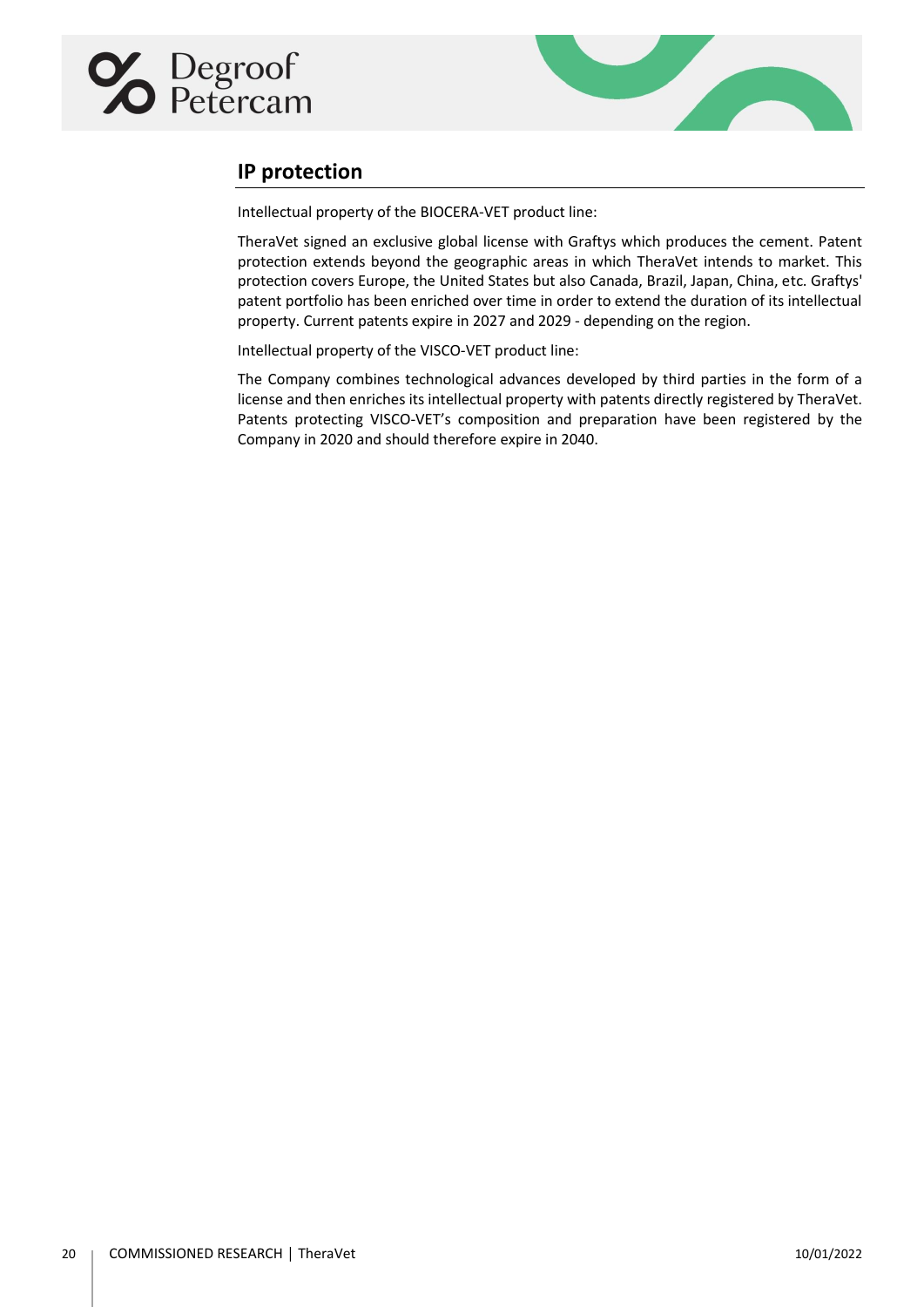## IP protection

Intellectual property of the BIOCERA-VET product line:

TheraVet signed an exclusive global license with Graftys which produces the cement. Patent protection extends beyond the geographic areas in which TheraVet intends to market. This protection covers Europe, the United States but also Canada, Brazil, Japan, China, etc. Graftys' patent portfolio has been enriched over time in order to extend the duration of its intellectual property. Current patents expire in 2027 and 2029 - depending on the region.

Intellectual property of the VISCO-VET product line:

The Company combines technological advances developed by third parties in the form of a license and then enriches its intellectual property with patents directly registered by TheraVet. Patents protecting VISCO-VET's composition and preparation have been registered by the Company in 2020 and should therefore expire in 2040.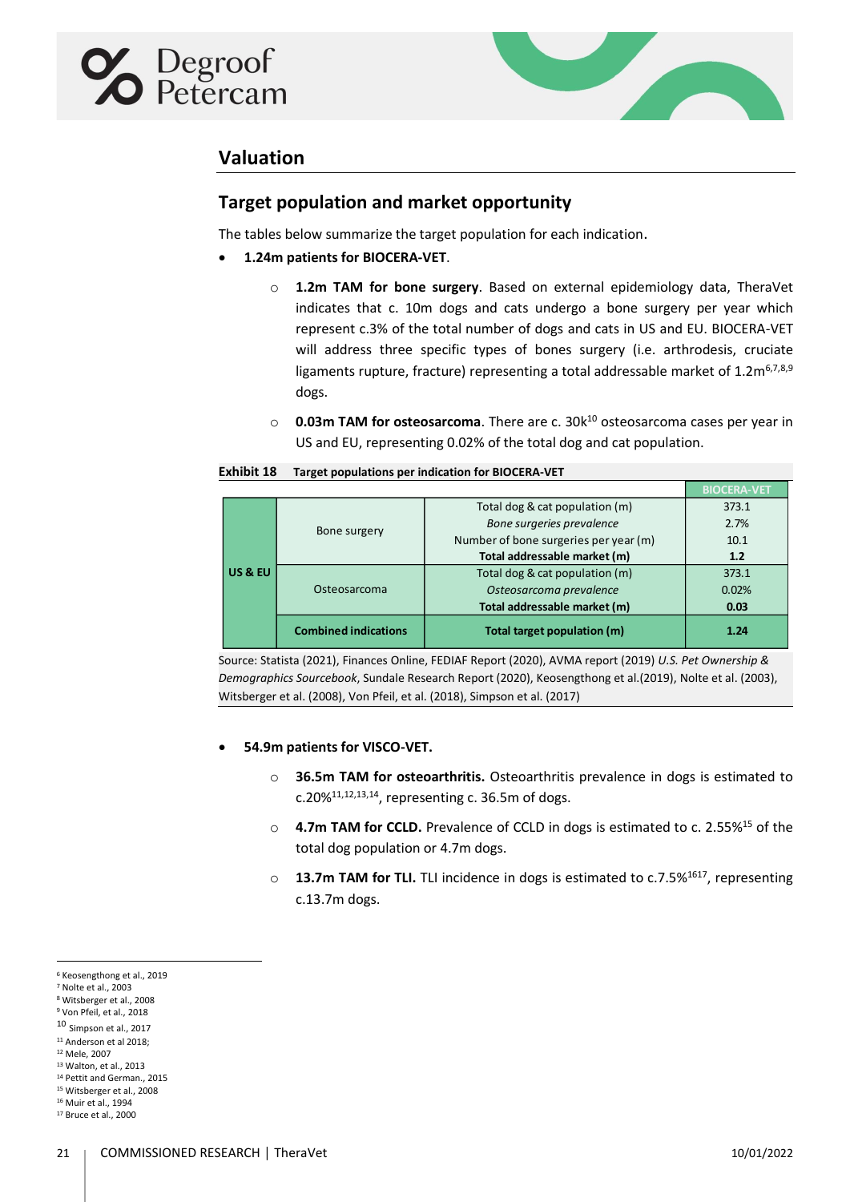## Valuation

### Target population and market opportunity

The tables below summarize the target population for each indication.

- **1.24m patients for BIOCERA-VET**.
  - **1.2m TAM for bone surgery**. Based on external epidemiology data, TheraVet indicates that c. 10m dogs and cats undergo a bone surgery per year which represent c.3% of the total number of dogs and cats in US and EU. BIOCERA-VET will address three specific types of bones surgery (i.e. arthrodesis, cruciate ligaments rupture, fracture) representing a total addressable market of 1.2m[6,7,8,9] dogs.
  - **0.03m TAM for osteosarcoma**. There are c. 30k[10] osteosarcoma cases per year in US and EU, representing 0.02% of the total dog and cat population.

**Exhibit 18** Target populations per indication for BIOCERA-VET

| | | | BIOCERA-VET |
|---|---|---|---|
| US & EU | Bone surgery | Total dog & cat population (m) | 373.1 |
| | | *Bone surgeries prevalence* | 2.7% |
| | | Number of bone surgeries per year (m) | 10.1 |
| | | **Total addressable market (m)** | **1.2** |
| | Osteosarcoma | Total dog & cat population (m) | 373.1 |
| | | *Osteosarcoma prevalence* | 0.02% |
| | | **Total addressable market (m)** | **0.03** |
| | **Combined indications** | **Total target population (m)** | **1.24** |

Source: Statista (2021), Finances Online, FEDIAF Report (2020), AVMA report (2019) *U.S. Pet Ownership & Demographics Sourcebook*, Sundale Research Report (2020), Keosengthong et al.(2019), Nolte et al. (2003), Witsberger et al. (2008), Von Pfeil, et al. (2018), Simpson et al. (2017)

- **54.9m patients for VISCO-VET.**
  - **36.5m TAM for osteoarthritis.** Osteoarthritis prevalence in dogs is estimated to c.20%[11,12,13,14], representing c. 36.5m of dogs.
  - **4.7m TAM for CCLD.** Prevalence of CCLD in dogs is estimated to c. 2.55%[15] of the total dog population or 4.7m dogs.
  - **13.7m TAM for TLI.** TLI incidence in dogs is estimated to c.7.5%[16,17], representing c.13.7m dogs.

---

[6] Keosengthong et al., 2019
[7] Nolte et al., 2003
[8] Witsberger et al., 2008
[9] Von Pfeil, et al., 2018
[10] Simpson et al., 2017
[11] Anderson et al 2018;
[12] Mele, 2007
[13] Walton, et al., 2013
[14] Pettit and German., 2015
[15] Witsberger et al., 2008
[16] Muir et al., 1994
[17] Bruce et al., 2000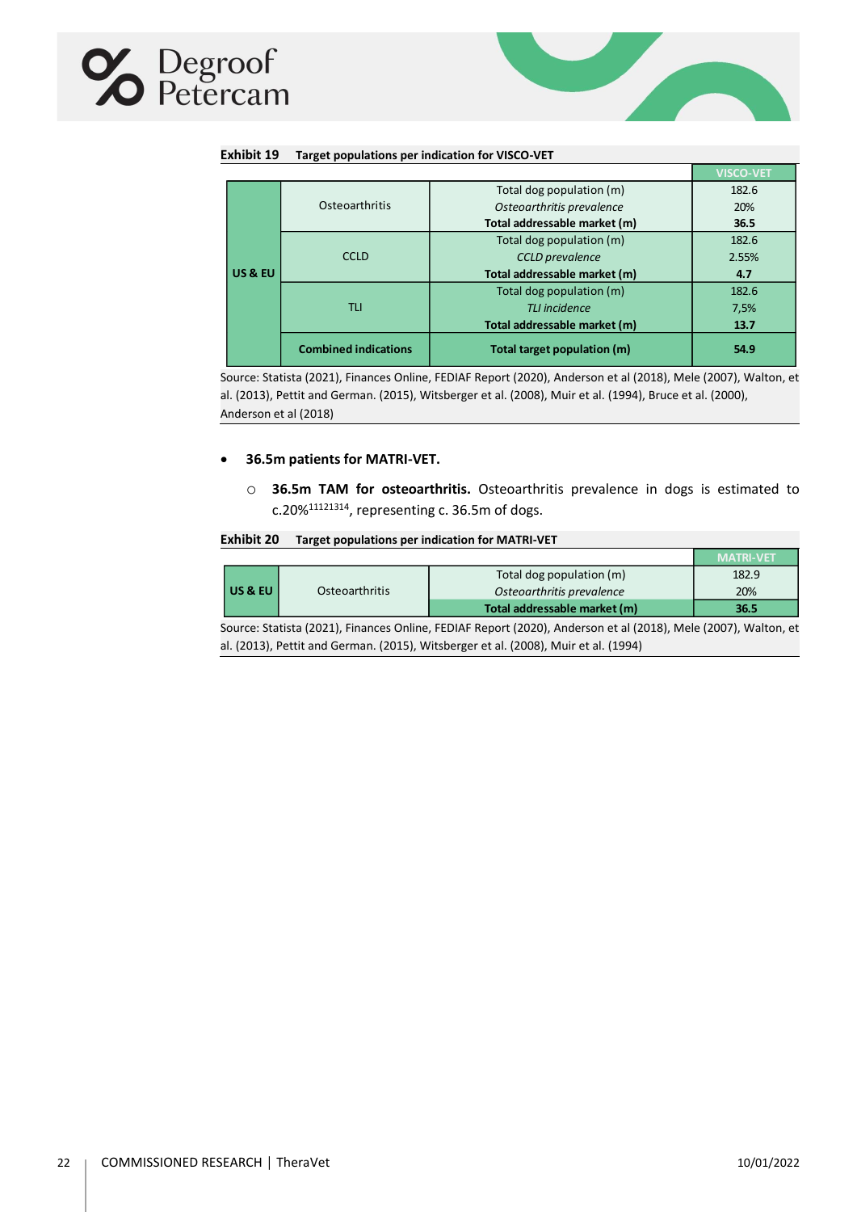**Exhibit 19 Target populations per indication for VISCO-VET**

| | | | VISCO-VET |
|---|---|---|---|
| US & EU | Osteoarthritis | Total dog population (m) | 182.6 |
| | | *Osteoarthritis prevalence* | 20% |
| | | **Total addressable market (m)** | **36.5** |
| | CCLD | Total dog population (m) | 182.6 |
| | | *CCLD prevalence* | 2.55% |
| | | **Total addressable market (m)** | **4.7** |
| | TLI | Total dog population (m) | 182.6 |
| | | *TLI incidence* | 7,5% |
| | | **Total addressable market (m)** | **13.7** |
| | **Combined indications** | **Total target population (m)** | **54.9** |

Source: Statista (2021), Finances Online, FEDIAF Report (2020), Anderson et al (2018), Mele (2007), Walton, et al. (2013), Pettit and German. (2015), Witsberger et al. (2008), Muir et al. (1994), Bruce et al. (2000), Anderson et al (2018)

- **36.5m patients for MATRI-VET.**
  - **36.5m TAM for osteoarthritis.** Osteoarthritis prevalence in dogs is estimated to c.20%[11121314], representing c. 36.5m of dogs.

**Exhibit 20 Target populations per indication for MATRI-VET**

| | | | MATRI-VET |
|---|---|---|---|
| US & EU | Osteoarthritis | Total dog population (m) | 182.9 |
| | | *Osteoarthritis prevalence* | 20% |
| | | **Total addressable market (m)** | **36.5** |

Source: Statista (2021), Finances Online, FEDIAF Report (2020), Anderson et al (2018), Mele (2007), Walton, et al. (2013), Pettit and German. (2015), Witsberger et al. (2008), Muir et al. (1994)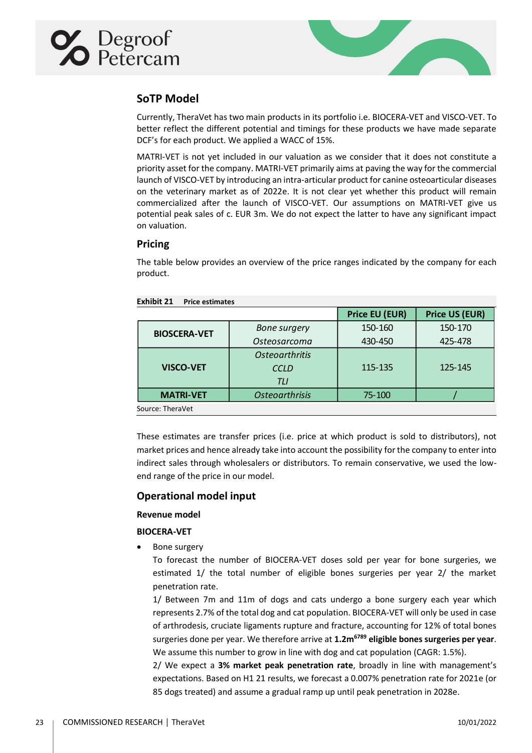## SoTP Model

Currently, TheraVet has two main products in its portfolio i.e. BIOCERA-VET and VISCO-VET. To better reflect the different potential and timings for these products we have made separate DCF's for each product. We applied a WACC of 15%.

MATRI-VET is not yet included in our valuation as we consider that it does not constitute a priority asset for the company. MATRI-VET primarily aims at paving the way for the commercial launch of VISCO-VET by introducing an intra-articular product for canine osteoarticular diseases on the veterinary market as of 2022e. It is not clear yet whether this product will remain commercialized after the launch of VISCO-VET. Our assumptions on MATRI-VET give us potential peak sales of c. EUR 3m. We do not expect the latter to have any significant impact on valuation.

### Pricing

The table below provides an overview of the price ranges indicated by the company for each product.

**Exhibit 21 Price estimates**

| | | Price EU (EUR) | Price US (EUR) |
|---|---|---|---|
| **BIOSCERA-VET** | *Bone surgery* | 150-160 | 150-170 |
| | *Osteosarcoma* | 430-450 | 425-478 |
| **VISCO-VET** | *Osteoarthritis* <br> *CCLD* <br> *TLI* | 115-135 | 125-145 |
| **MATRI-VET** | *Osteoarthrisis* | 75-100 | / |

Source: TheraVet

These estimates are transfer prices (i.e. price at which product is sold to distributors), not market prices and hence already take into account the possibility for the company to enter into indirect sales through wholesalers or distributors. To remain conservative, we used the low-end range of the price in our model.

## Operational model input

### Revenue model

#### BIOCERA-VET

- Bone surgery

  To forecast the number of BIOCERA-VET doses sold per year for bone surgeries, we estimated 1/ the total number of eligible bones surgeries per year 2/ the market penetration rate.

  1/ Between 7m and 11m of dogs and cats undergo a bone surgery each year which represents 2.7% of the total dog and cat population. BIOCERA-VET will only be used in case of arthrodesis, cruciate ligaments rupture and fracture, accounting for 12% of total bones surgeries done per year. We therefore arrive at **1.2m**[6789] **eligible bones surgeries per year**. We assume this number to grow in line with dog and cat population (CAGR: 1.5%).

  2/ We expect a **3% market peak penetration rate**, broadly in line with management's expectations. Based on H1 21 results, we forecast a 0.007% penetration rate for 2021e (or 85 dogs treated) and assume a gradual ramp up until peak penetration in 2028e.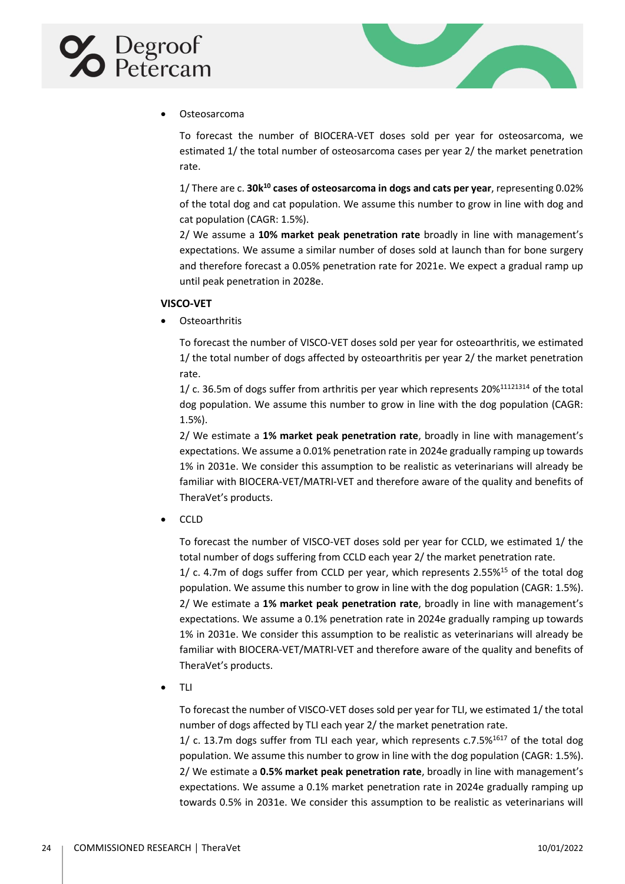- Osteosarcoma

  To forecast the number of BIOCERA-VET doses sold per year for osteosarcoma, we estimated 1/ the total number of osteosarcoma cases per year 2/ the market penetration rate.

  1/ There are c. **30k[10] cases of osteosarcoma in dogs and cats per year**, representing 0.02% of the total dog and cat population. We assume this number to grow in line with dog and cat population (CAGR: 1.5%).

  2/ We assume a **10% market peak penetration rate** broadly in line with management's expectations. We assume a similar number of doses sold at launch than for bone surgery and therefore forecast a 0.05% penetration rate for 2021e. We expect a gradual ramp up until peak penetration in 2028e.

**VISCO-VET**

- Osteoarthritis

  To forecast the number of VISCO-VET doses sold per year for osteoarthritis, we estimated 1/ the total number of dogs affected by osteoarthritis per year 2/ the market penetration rate.

  1/ c. 36.5m of dogs suffer from arthritis per year which represents 20%[11,12,13,14] of the total dog population. We assume this number to grow in line with the dog population (CAGR: 1.5%).

  2/ We estimate a **1% market peak penetration rate**, broadly in line with management's expectations. We assume a 0.01% penetration rate in 2024e gradually ramping up towards 1% in 2031e. We consider this assumption to be realistic as veterinarians will already be familiar with BIOCERA-VET/MATRI-VET and therefore aware of the quality and benefits of TheraVet's products.

- CCLD

  To forecast the number of VISCO-VET doses sold per year for CCLD, we estimated 1/ the total number of dogs suffering from CCLD each year 2/ the market penetration rate.

  1/ c. 4.7m of dogs suffer from CCLD per year, which represents 2.55%[15] of the total dog population. We assume this number to grow in line with the dog population (CAGR: 1.5%).

  2/ We estimate a **1% market peak penetration rate**, broadly in line with management's expectations. We assume a 0.1% penetration rate in 2024e gradually ramping up towards 1% in 2031e. We consider this assumption to be realistic as veterinarians will already be familiar with BIOCERA-VET/MATRI-VET and therefore aware of the quality and benefits of TheraVet's products.

- TLI

  To forecast the number of VISCO-VET doses sold per year for TLI, we estimated 1/ the total number of dogs affected by TLI each year 2/ the market penetration rate.

  1/ c. 13.7m dogs suffer from TLI each year, which represents c.7.5%[16,17] of the total dog population. We assume this number to grow in line with the dog population (CAGR: 1.5%).

  2/ We estimate a **0.5% market peak penetration rate**, broadly in line with management's expectations. We assume a 0.1% market penetration rate in 2024e gradually ramping up towards 0.5% in 2031e. We consider this assumption to be realistic as veterinarians will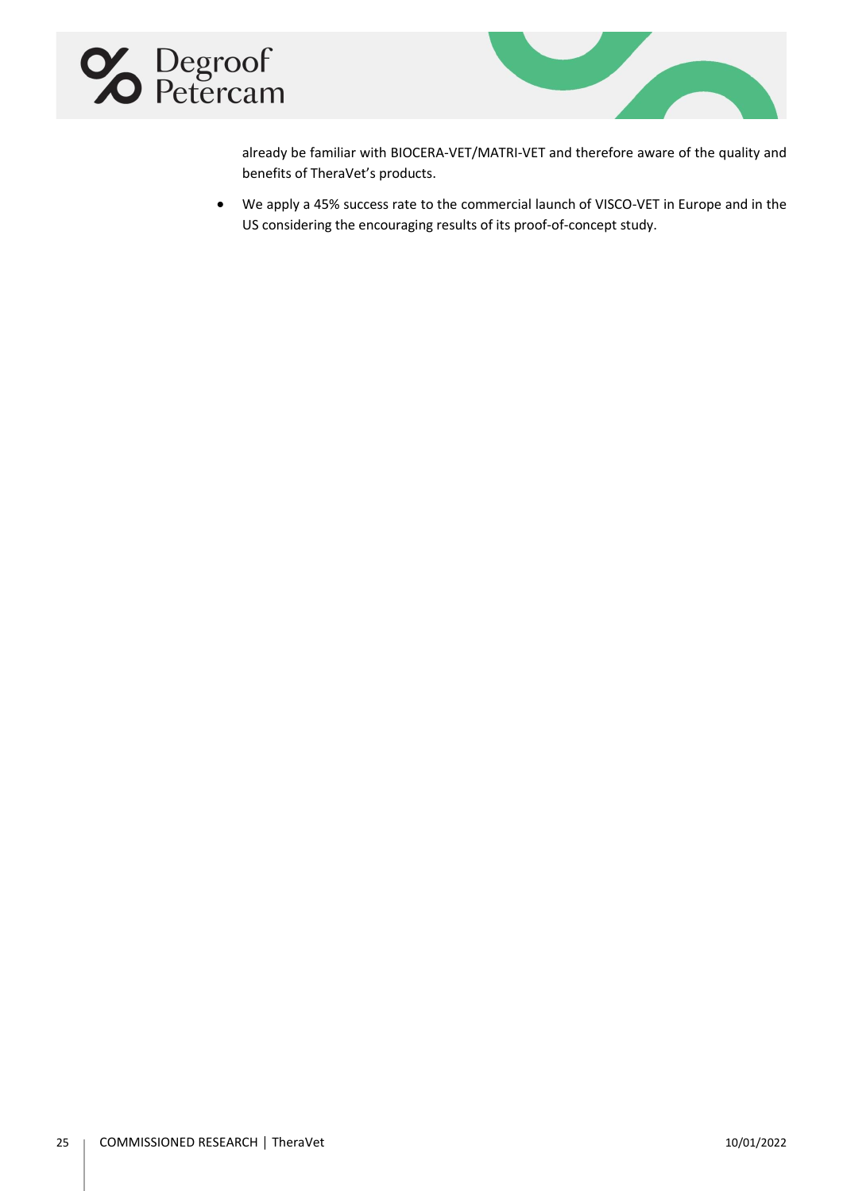already be familiar with BIOCERA-VET/MATRI-VET and therefore aware of the quality and benefits of TheraVet's products.

- We apply a 45% success rate to the commercial launch of VISCO-VET in Europe and in the US considering the encouraging results of its proof-of-concept study.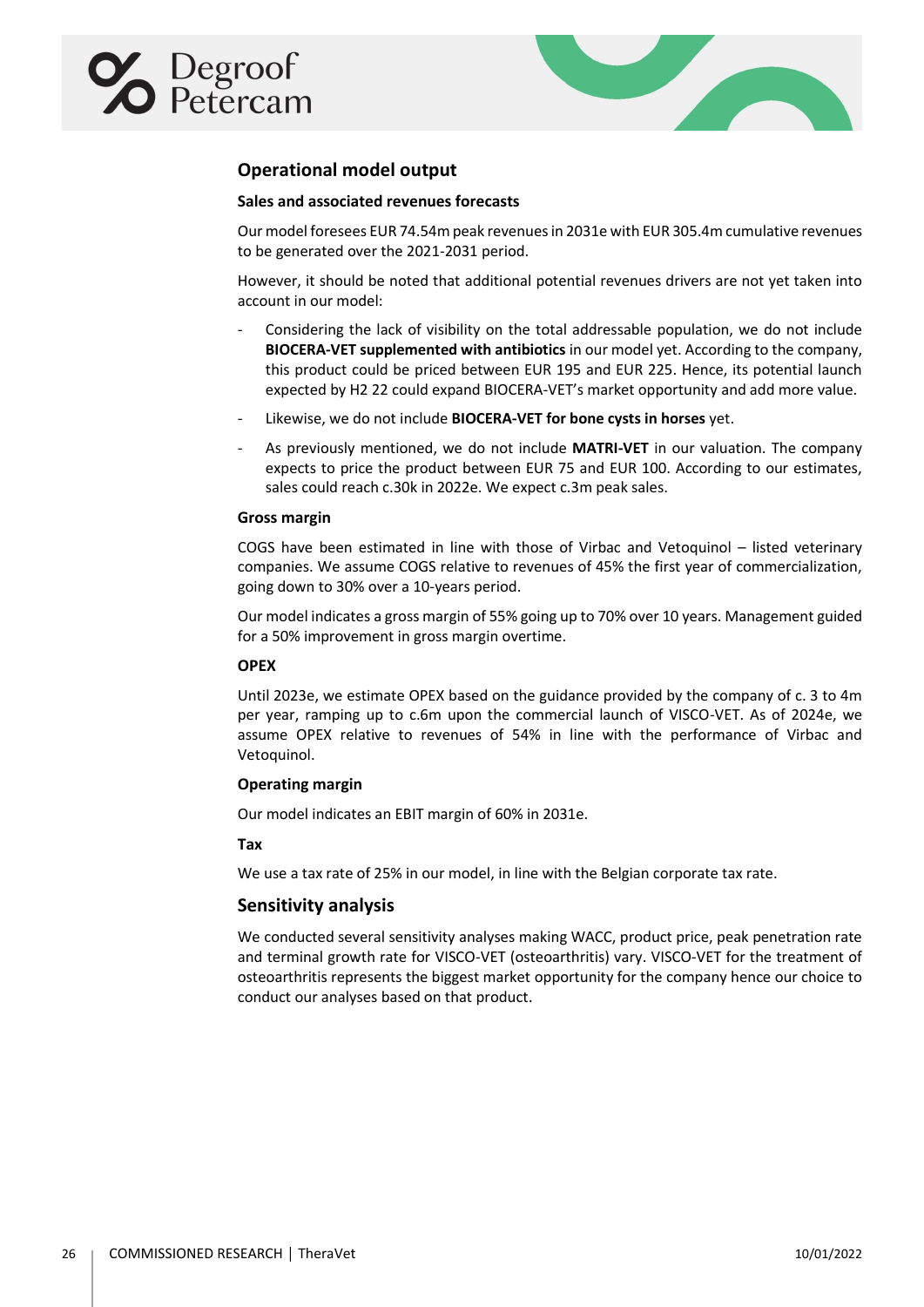## Operational model output

### Sales and associated revenues forecasts

Our model foresees EUR 74.54m peak revenues in 2031e with EUR 305.4m cumulative revenues to be generated over the 2021-2031 period.

However, it should be noted that additional potential revenues drivers are not yet taken into account in our model:

- Considering the lack of visibility on the total addressable population, we do not include **BIOCERA-VET supplemented with antibiotics** in our model yet. According to the company, this product could be priced between EUR 195 and EUR 225. Hence, its potential launch expected by H2 22 could expand BIOCERA-VET's market opportunity and add more value.
- Likewise, we do not include **BIOCERA-VET for bone cysts in horses** yet.
- As previously mentioned, we do not include **MATRI-VET** in our valuation. The company expects to price the product between EUR 75 and EUR 100. According to our estimates, sales could reach c.30k in 2022e. We expect c.3m peak sales.

### Gross margin

COGS have been estimated in line with those of Virbac and Vetoquinol – listed veterinary companies. We assume COGS relative to revenues of 45% the first year of commercialization, going down to 30% over a 10-years period.

Our model indicates a gross margin of 55% going up to 70% over 10 years. Management guided for a 50% improvement in gross margin overtime.

### OPEX

Until 2023e, we estimate OPEX based on the guidance provided by the company of c. 3 to 4m per year, ramping up to c.6m upon the commercial launch of VISCO-VET. As of 2024e, we assume OPEX relative to revenues of 54% in line with the performance of Virbac and Vetoquinol.

### Operating margin

Our model indicates an EBIT margin of 60% in 2031e.

### Tax

We use a tax rate of 25% in our model, in line with the Belgian corporate tax rate.

## Sensitivity analysis

We conducted several sensitivity analyses making WACC, product price, peak penetration rate and terminal growth rate for VISCO-VET (osteoarthritis) vary. VISCO-VET for the treatment of osteoarthritis represents the biggest market opportunity for the company hence our choice to conduct our analyses based on that product.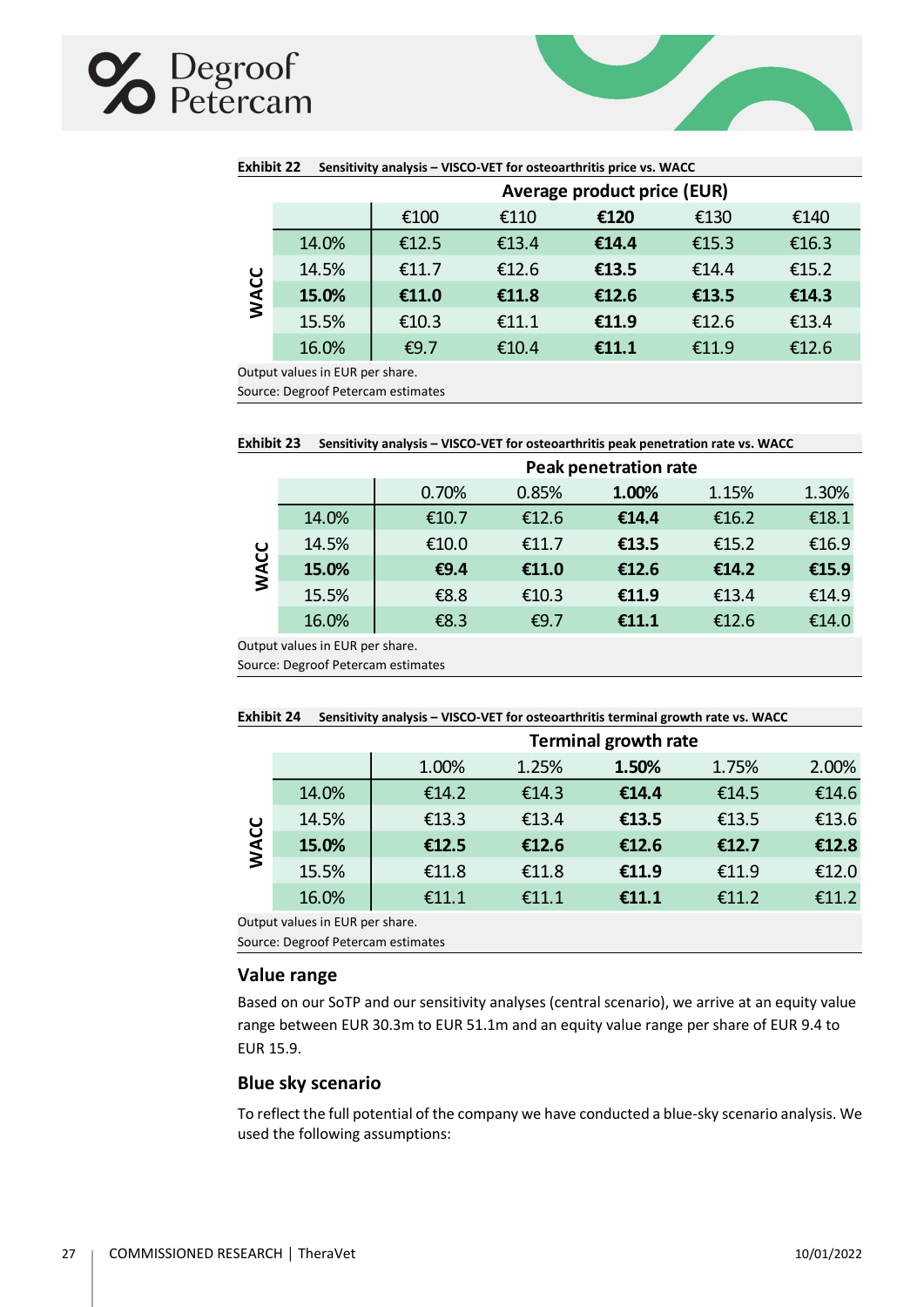**Exhibit 22 Sensitivity analysis – VISCO-VET for osteoarthritis price vs. WACC**

| WACC | Average product price (EUR) | | | | |
|---|---|---|---|---|---|
| | €100 | €110 | **€120** | €130 | €140 |
| 14.0% | €12.5 | €13.4 | **€14.4** | €15.3 | €16.3 |
| 14.5% | €11.7 | €12.6 | **€13.5** | €14.4 | €15.2 |
| **15.0%** | **€11.0** | **€11.8** | **€12.6** | **€13.5** | **€14.3** |
| 15.5% | €10.3 | €11.1 | **€11.9** | €12.6 | €13.4 |
| 16.0% | €9.7 | €10.4 | **€11.1** | €11.9 | €12.6 |

Output values in EUR per share.
Source: Degroof Petercam estimates

**Exhibit 23 Sensitivity analysis – VISCO-VET for osteoarthritis peak penetration rate vs. WACC**

| WACC | Peak penetration rate | | | | |
|---|---|---|---|---|---|
| | 0.70% | 0.85% | **1.00%** | 1.15% | 1.30% |
| 14.0% | €10.7 | €12.6 | **€14.4** | €16.2 | €18.1 |
| 14.5% | €10.0 | €11.7 | **€13.5** | €15.2 | €16.9 |
| **15.0%** | **€9.4** | **€11.0** | **€12.6** | **€14.2** | **€15.9** |
| 15.5% | €8.8 | €10.3 | **€11.9** | €13.4 | €14.9 |
| 16.0% | €8.3 | €9.7 | **€11.1** | €12.6 | €14.0 |

Output values in EUR per share.
Source: Degroof Petercam estimates

**Exhibit 24 Sensitivity analysis – VISCO-VET for osteoarthritis terminal growth rate vs. WACC**

| WACC | Terminal growth rate | | | | |
|---|---|---|---|---|---|
| | 1.00% | 1.25% | **1.50%** | 1.75% | 2.00% |
| 14.0% | €14.2 | €14.3 | **€14.4** | €14.5 | €14.6 |
| 14.5% | €13.3 | €13.4 | **€13.5** | €13.5 | €13.6 |
| **15.0%** | **€12.5** | **€12.6** | **€12.6** | **€12.7** | **€12.8** |
| 15.5% | €11.8 | €11.8 | **€11.9** | €11.9 | €12.0 |
| 16.0% | €11.1 | €11.1 | **€11.1** | €11.2 | €11.2 |

Output values in EUR per share.
Source: Degroof Petercam estimates

## Value range

Based on our SoTP and our sensitivity analyses (central scenario), we arrive at an equity value range between EUR 30.3m to EUR 51.1m and an equity value range per share of EUR 9.4 to EUR 15.9.

## Blue sky scenario

To reflect the full potential of the company we have conducted a blue-sky scenario analysis. We used the following assumptions: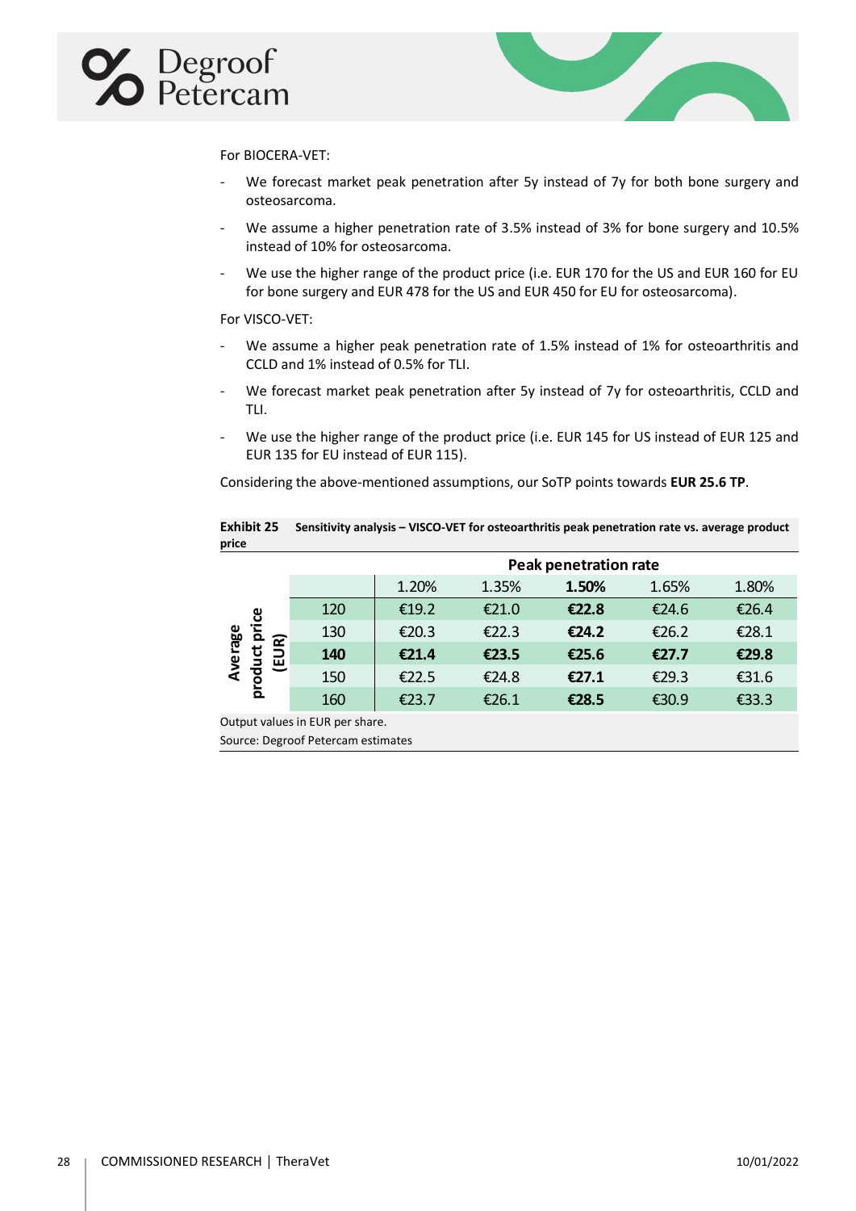For BIOCERA-VET:

- We forecast market peak penetration after 5y instead of 7y for both bone surgery and osteosarcoma.
- We assume a higher penetration rate of 3.5% instead of 3% for bone surgery and 10.5% instead of 10% for osteosarcoma.
- We use the higher range of the product price (i.e. EUR 170 for the US and EUR 160 for EU for bone surgery and EUR 478 for the US and EUR 450 for EU for osteosarcoma).

For VISCO-VET:

- We assume a higher peak penetration rate of 1.5% instead of 1% for osteoarthritis and CCLD and 1% instead of 0.5% for TLI.
- We forecast market peak penetration after 5y instead of 7y for osteoarthritis, CCLD and TLI.
- We use the higher range of the product price (i.e. EUR 145 for US instead of EUR 125 and EUR 135 for EU instead of EUR 115).

Considering the above-mentioned assumptions, our SoTP points towards **EUR 25.6 TP**.

**Exhibit 25 Sensitivity analysis – VISCO-VET for osteoarthritis peak penetration rate vs. average product price**

| Average product price (EUR) | Peak penetration rate | | | | |
|---|---|---|---|---|---|
| | 1.20% | 1.35% | **1.50%** | 1.65% | 1.80% |
| 120 | €19.2 | €21.0 | **€22.8** | €24.6 | €26.4 |
| 130 | €20.3 | €22.3 | **€24.2** | €26.2 | €28.1 |
| **140** | **€21.4** | **€23.5** | **€25.6** | **€27.7** | **€29.8** |
| 150 | €22.5 | €24.8 | **€27.1** | €29.3 | €31.6 |
| 160 | €23.7 | €26.1 | **€28.5** | €30.9 | €33.3 |

Output values in EUR per share.

Source: Degroof Petercam estimates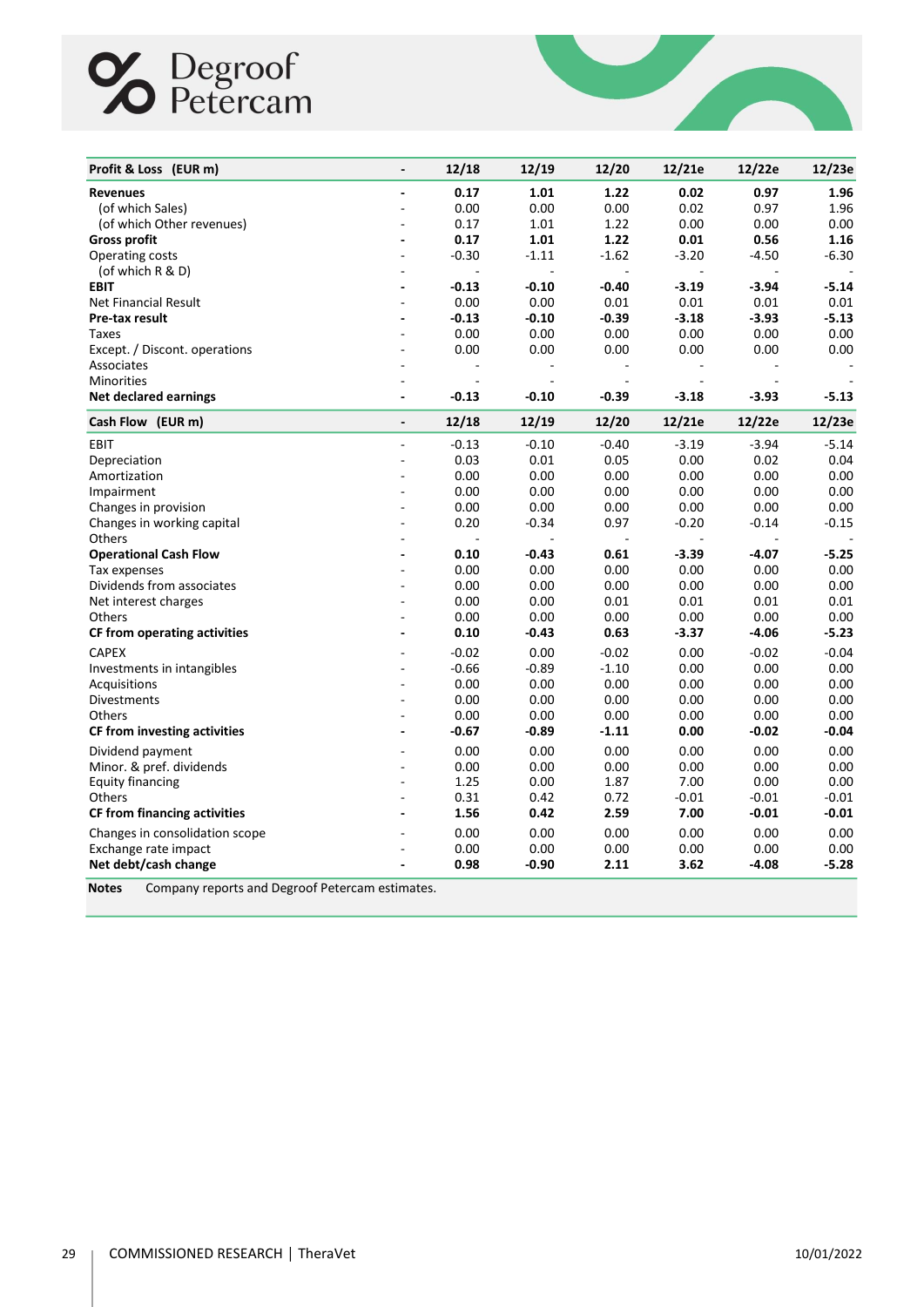| Profit & Loss (EUR m) | - | 12/18 | 12/19 | 12/20 | 12/21e | 12/22e | 12/23e |
|---|---|---|---|---|---|---|---|
| **Revenues** | **-** | **0.17** | **1.01** | **1.22** | **0.02** | **0.97** | **1.96** |
| (of which Sales) | - | 0.00 | 0.00 | 0.00 | 0.02 | 0.97 | 1.96 |
| (of which Other revenues) | - | 0.17 | 1.01 | 1.22 | 0.00 | 0.00 | 0.00 |
| **Gross profit** | **-** | **0.17** | **1.01** | **1.22** | **0.01** | **0.56** | **1.16** |
| Operating costs | - | -0.30 | -1.11 | -1.62 | -3.20 | -4.50 | -6.30 |
| (of which R & D) | - | - | - | - | - | - | - |
| **EBIT** | **-** | **-0.13** | **-0.10** | **-0.40** | **-3.19** | **-3.94** | **-5.14** |
| Net Financial Result | - | 0.00 | 0.00 | 0.01 | 0.01 | 0.01 | 0.01 |
| **Pre-tax result** | **-** | **-0.13** | **-0.10** | **-0.39** | **-3.18** | **-3.93** | **-5.13** |
| Taxes | - | 0.00 | 0.00 | 0.00 | 0.00 | 0.00 | 0.00 |
| Except. / Discont. operations | - | 0.00 | 0.00 | 0.00 | 0.00 | 0.00 | 0.00 |
| Associates | - | - | - | - | - | - | - |
| Minorities | - | - | - | - | - | - | - |
| **Net declared earnings** | **-** | **-0.13** | **-0.10** | **-0.39** | **-3.18** | **-3.93** | **-5.13** |

| Cash Flow (EUR m) | - | 12/18 | 12/19 | 12/20 | 12/21e | 12/22e | 12/23e |
|---|---|---|---|---|---|---|---|
| EBIT | - | -0.13 | -0.10 | -0.40 | -3.19 | -3.94 | -5.14 |
| Depreciation | - | 0.03 | 0.01 | 0.05 | 0.00 | 0.02 | 0.04 |
| Amortization | - | 0.00 | 0.00 | 0.00 | 0.00 | 0.00 | 0.00 |
| Impairment | - | 0.00 | 0.00 | 0.00 | 0.00 | 0.00 | 0.00 |
| Changes in provision | - | 0.00 | 0.00 | 0.00 | 0.00 | 0.00 | 0.00 |
| Changes in working capital | - | 0.20 | -0.34 | 0.97 | -0.20 | -0.14 | -0.15 |
| Others | - | - | - | - | - | - | - |
| **Operational Cash Flow** | **-** | **0.10** | **-0.43** | **0.61** | **-3.39** | **-4.07** | **-5.25** |
| Tax expenses | - | 0.00 | 0.00 | 0.00 | 0.00 | 0.00 | 0.00 |
| Dividends from associates | - | 0.00 | 0.00 | 0.00 | 0.00 | 0.00 | 0.00 |
| Net interest charges | - | 0.00 | 0.00 | 0.01 | 0.01 | 0.01 | 0.01 |
| Others | - | 0.00 | 0.00 | 0.00 | 0.00 | 0.00 | 0.00 |
| **CF from operating activities** | **-** | **0.10** | **-0.43** | **0.63** | **-3.37** | **-4.06** | **-5.23** |
| CAPEX | - | -0.02 | 0.00 | -0.02 | 0.00 | -0.02 | -0.04 |
| Investments in intangibles | - | -0.66 | -0.89 | -1.10 | 0.00 | 0.00 | 0.00 |
| Acquisitions | - | 0.00 | 0.00 | 0.00 | 0.00 | 0.00 | 0.00 |
| Divestments | - | 0.00 | 0.00 | 0.00 | 0.00 | 0.00 | 0.00 |
| Others | - | 0.00 | 0.00 | 0.00 | 0.00 | 0.00 | 0.00 |
| **CF from investing activities** | **-** | **-0.67** | **-0.89** | **-1.11** | **0.00** | **-0.02** | **-0.04** |
| Dividend payment | - | 0.00 | 0.00 | 0.00 | 0.00 | 0.00 | 0.00 |
| Minor. & pref. dividends | - | 0.00 | 0.00 | 0.00 | 0.00 | 0.00 | 0.00 |
| Equity financing | - | 1.25 | 0.00 | 1.87 | 7.00 | 0.00 | 0.00 |
| Others | - | 0.31 | 0.42 | 0.72 | -0.01 | -0.01 | -0.01 |
| **CF from financing activities** | **-** | **1.56** | **0.42** | **2.59** | **7.00** | **-0.01** | **-0.01** |
| Changes in consolidation scope | - | 0.00 | 0.00 | 0.00 | 0.00 | 0.00 | 0.00 |
| Exchange rate impact | - | 0.00 | 0.00 | 0.00 | 0.00 | 0.00 | 0.00 |
| **Net debt/cash change** | **-** | **0.98** | **-0.90** | **2.11** | **3.62** | **-4.08** | **-5.28** |

**Notes** Company reports and Degroof Petercam estimates.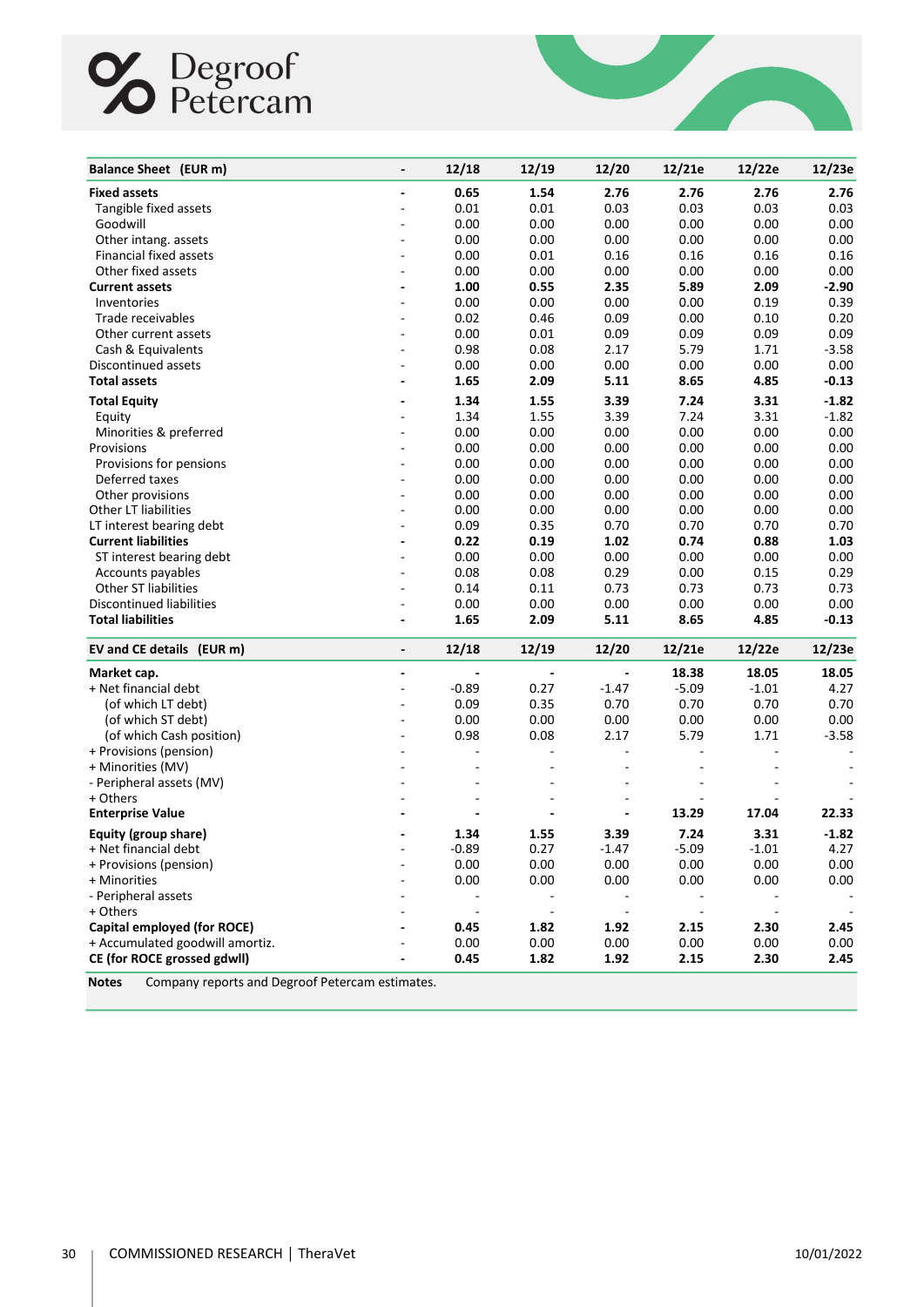| Balance Sheet (EUR m) | - | 12/18 | 12/19 | 12/20 | 12/21e | 12/22e | 12/23e |
|---|---|---|---|---|---|---|---|
| **Fixed assets** | - | **0.65** | **1.54** | **2.76** | **2.76** | **2.76** | **2.76** |
| Tangible fixed assets | - | 0.01 | 0.01 | 0.03 | 0.03 | 0.03 | 0.03 |
| Goodwill | - | 0.00 | 0.00 | 0.00 | 0.00 | 0.00 | 0.00 |
| Other intang. assets | - | 0.00 | 0.00 | 0.00 | 0.00 | 0.00 | 0.00 |
| Financial fixed assets | - | 0.00 | 0.01 | 0.16 | 0.16 | 0.16 | 0.16 |
| Other fixed assets | - | 0.00 | 0.00 | 0.00 | 0.00 | 0.00 | 0.00 |
| **Current assets** | - | **1.00** | **0.55** | **2.35** | **5.89** | **2.09** | **-2.90** |
| Inventories | - | 0.00 | 0.00 | 0.00 | 0.00 | 0.19 | 0.39 |
| Trade receivables | - | 0.02 | 0.46 | 0.09 | 0.00 | 0.10 | 0.20 |
| Other current assets | - | 0.00 | 0.01 | 0.09 | 0.09 | 0.09 | 0.09 |
| Cash & Equivalents | - | 0.98 | 0.08 | 2.17 | 5.79 | 1.71 | -3.58 |
| Discontinued assets | - | 0.00 | 0.00 | 0.00 | 0.00 | 0.00 | 0.00 |
| **Total assets** | - | **1.65** | **2.09** | **5.11** | **8.65** | **4.85** | **-0.13** |
| **Total Equity** | - | **1.34** | **1.55** | **3.39** | **7.24** | **3.31** | **-1.82** |
| Equity | - | 1.34 | 1.55 | 3.39 | 7.24 | 3.31 | -1.82 |
| Minorities & preferred | - | 0.00 | 0.00 | 0.00 | 0.00 | 0.00 | 0.00 |
| Provisions | - | 0.00 | 0.00 | 0.00 | 0.00 | 0.00 | 0.00 |
| Provisions for pensions | - | 0.00 | 0.00 | 0.00 | 0.00 | 0.00 | 0.00 |
| Deferred taxes | - | 0.00 | 0.00 | 0.00 | 0.00 | 0.00 | 0.00 |
| Other provisions | - | 0.00 | 0.00 | 0.00 | 0.00 | 0.00 | 0.00 |
| Other LT liabilities | - | 0.00 | 0.00 | 0.00 | 0.00 | 0.00 | 0.00 |
| LT interest bearing debt | - | 0.09 | 0.35 | 0.70 | 0.70 | 0.70 | 0.70 |
| **Current liabilities** | - | **0.22** | **0.19** | **1.02** | **0.74** | **0.88** | **1.03** |
| ST interest bearing debt | - | 0.00 | 0.00 | 0.00 | 0.00 | 0.00 | 0.00 |
| Accounts payables | - | 0.08 | 0.08 | 0.29 | 0.00 | 0.15 | 0.29 |
| Other ST liabilities | - | 0.14 | 0.11 | 0.73 | 0.73 | 0.73 | 0.73 |
| Discontinued liabilities | - | 0.00 | 0.00 | 0.00 | 0.00 | 0.00 | 0.00 |
| **Total liabilities** | - | **1.65** | **2.09** | **5.11** | **8.65** | **4.85** | **-0.13** |

| EV and CE details (EUR m) | - | 12/18 | 12/19 | 12/20 | 12/21e | 12/22e | 12/23e |
|---|---|---|---|---|---|---|---|
| **Market cap.** | - | - | - | - | **18.38** | **18.05** | **18.05** |
| + Net financial debt | - | -0.89 | 0.27 | -1.47 | -5.09 | -1.01 | 4.27 |
| (of which LT debt) | - | 0.09 | 0.35 | 0.70 | 0.70 | 0.70 | 0.70 |
| (of which ST debt) | - | 0.00 | 0.00 | 0.00 | 0.00 | 0.00 | 0.00 |
| (of which Cash position) | - | 0.98 | 0.08 | 2.17 | 5.79 | 1.71 | -3.58 |
| + Provisions (pension) | - | - | - | - | - | - | - |
| + Minorities (MV) | - | - | - | - | - | - | - |
| - Peripheral assets (MV) | - | - | - | - | - | - | - |
| + Others | - | - | - | - | - | - | - |
| **Enterprise Value** | - | - | - | - | **13.29** | **17.04** | **22.33** |
| **Equity (group share)** | - | **1.34** | **1.55** | **3.39** | **7.24** | **3.31** | **-1.82** |
| + Net financial debt | - | -0.89 | 0.27 | -1.47 | -5.09 | -1.01 | 4.27 |
| + Provisions (pension) | - | 0.00 | 0.00 | 0.00 | 0.00 | 0.00 | 0.00 |
| + Minorities | - | 0.00 | 0.00 | 0.00 | 0.00 | 0.00 | 0.00 |
| - Peripheral assets | - | - | - | - | - | - | - |
| + Others | - | - | - | - | - | - | - |
| **Capital employed (for ROCE)** | - | **0.45** | **1.82** | **1.92** | **2.15** | **2.30** | **2.45** |
| + Accumulated goodwill amortiz. | - | 0.00 | 0.00 | 0.00 | 0.00 | 0.00 | 0.00 |
| **CE (for ROCE grossed gdwll)** | - | **0.45** | **1.82** | **1.92** | **2.15** | **2.30** | **2.45** |

**Notes** Company reports and Degroof Petercam estimates.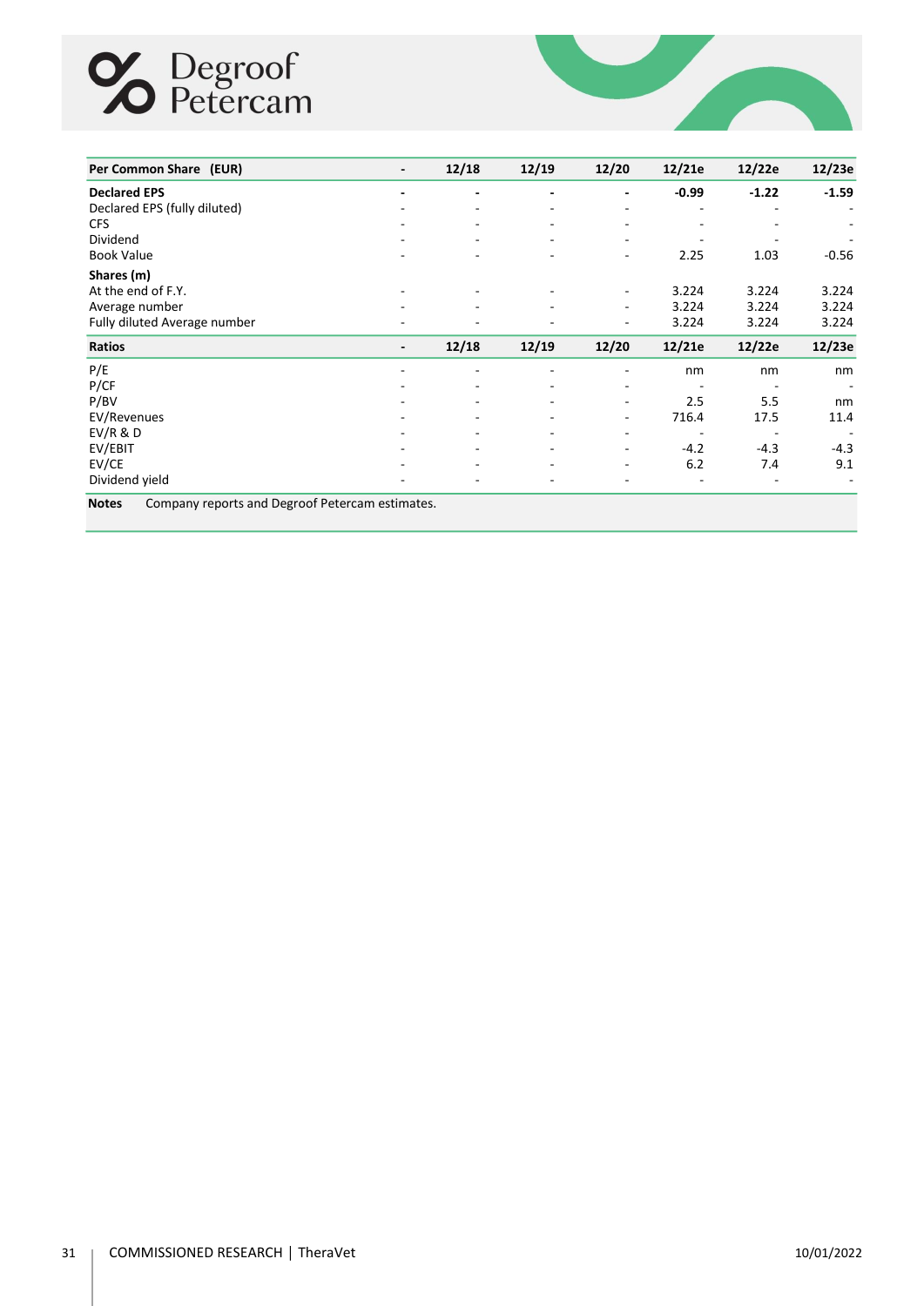| **Per Common Share (EUR)** | - | 12/18 | 12/19 | 12/20 | 12/21e | 12/22e | 12/23e |
|---|---|---|---|---|---|---|---|
| **Declared EPS** | - | - | - | - | **-0.99** | **-1.22** | **-1.59** |
| Declared EPS (fully diluted) | - | - | - | - | - | - | - |
| CFS | - | - | - | - | - | - | - |
| Dividend | - | - | - | - | - | - | - |
| Book Value | - | - | - | - | 2.25 | 1.03 | -0.56 |
| **Shares (m)** | | | | | | | |
| At the end of F.Y. | - | - | - | - | 3.224 | 3.224 | 3.224 |
| Average number | - | - | - | - | 3.224 | 3.224 | 3.224 |
| Fully diluted Average number | - | - | - | - | 3.224 | 3.224 | 3.224 |

| **Ratios** | - | 12/18 | 12/19 | 12/20 | 12/21e | 12/22e | 12/23e |
|---|---|---|---|---|---|---|---|
| P/E | - | - | - | - | nm | nm | nm |
| P/CF | - | - | - | - | - | - | - |
| P/BV | - | - | - | - | 2.5 | 5.5 | nm |
| EV/Revenues | - | - | - | - | 716.4 | 17.5 | 11.4 |
| EV/R & D | - | - | - | - | - | - | - |
| EV/EBIT | - | - | - | - | -4.2 | -4.3 | -4.3 |
| EV/CE | - | - | - | - | 6.2 | 7.4 | 9.1 |
| Dividend yield | - | - | - | - | - | - | - |

**Notes** Company reports and Degroof Petercam estimates.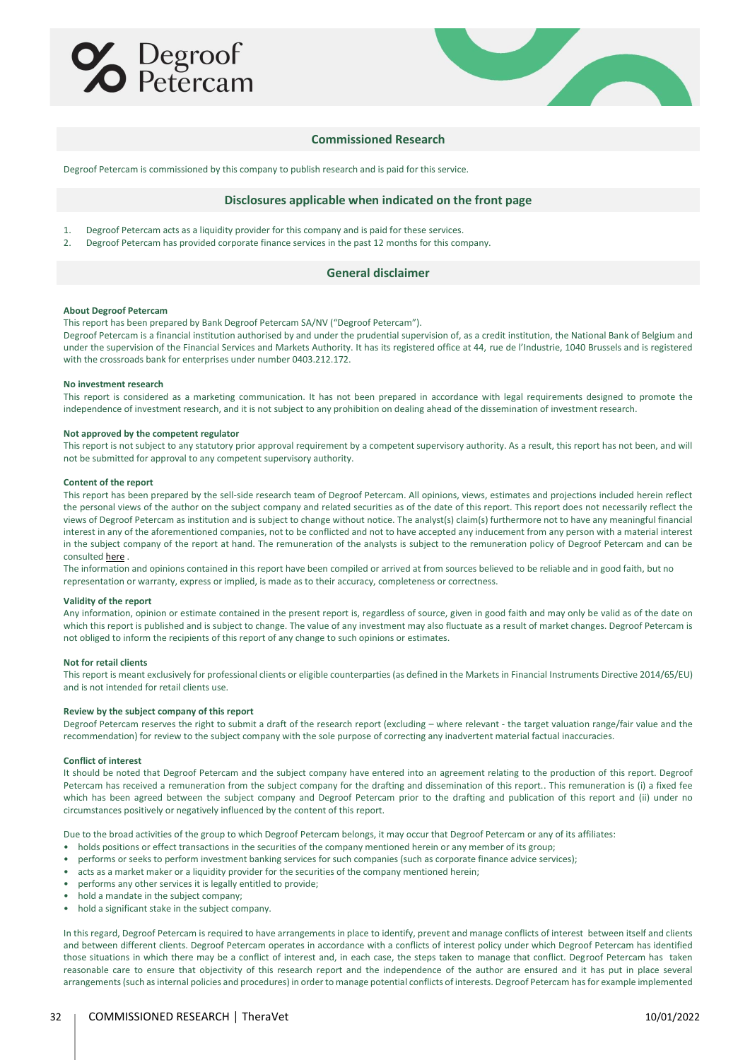## Commissioned Research

Degroof Petercam is commissioned by this company to publish research and is paid for this service.

## Disclosures applicable when indicated on the front page

1. Degroof Petercam acts as a liquidity provider for this company and is paid for these services.
2. Degroof Petercam has provided corporate finance services in the past 12 months for this company.

## General disclaimer

**About Degroof Petercam**

This report has been prepared by Bank Degroof Petercam SA/NV ("Degroof Petercam").
Degroof Petercam is a financial institution authorised by and under the prudential supervision of, as a credit institution, the National Bank of Belgium and under the supervision of the Financial Services and Markets Authority. It has its registered office at 44, rue de l'Industrie, 1040 Brussels and is registered with the crossroads bank for enterprises under number 0403.212.172.

**No investment research**

This report is considered as a marketing communication. It has not been prepared in accordance with legal requirements designed to promote the independence of investment research, and it is not subject to any prohibition on dealing ahead of the dissemination of investment research.

**Not approved by the competent regulator**

This report is not subject to any statutory prior approval requirement by a competent supervisory authority. As a result, this report has not been, and will not be submitted for approval to any competent supervisory authority.

**Content of the report**

This report has been prepared by the sell-side research team of Degroof Petercam. All opinions, views, estimates and projections included herein reflect the personal views of the author on the subject company and related securities as of the date of this report. This report does not necessarily reflect the views of Degroof Petercam as institution and is subject to change without notice. The analyst(s) claim(s) furthermore not to have any meaningful financial interest in any of the aforementioned companies, not to be conflicted and not to have accepted any inducement from any person with a material interest in the subject company of the report at hand. The remuneration of the analysts is subject to the remuneration policy of Degroof Petercam and can be consulted here .
The information and opinions contained in this report have been compiled or arrived at from sources believed to be reliable and in good faith, but no representation or warranty, express or implied, is made as to their accuracy, completeness or correctness.

**Validity of the report**

Any information, opinion or estimate contained in the present report is, regardless of source, given in good faith and may only be valid as of the date on which this report is published and is subject to change. The value of any investment may also fluctuate as a result of market changes. Degroof Petercam is not obliged to inform the recipients of this report of any change to such opinions or estimates.

**Not for retail clients**

This report is meant exclusively for professional clients or eligible counterparties (as defined in the Markets in Financial Instruments Directive 2014/65/EU) and is not intended for retail clients use.

**Review by the subject company of this report**

Degroof Petercam reserves the right to submit a draft of the research report (excluding – where relevant - the target valuation range/fair value and the recommendation) for review to the subject company with the sole purpose of correcting any inadvertent material factual inaccuracies.

**Conflict of interest**

It should be noted that Degroof Petercam and the subject company have entered into an agreement relating to the production of this report. Degroof Petercam has received a remuneration from the subject company for the drafting and dissemination of this report.. This remuneration is (i) a fixed fee which has been agreed between the subject company and Degroof Petercam prior to the drafting and publication of this report and (ii) under no circumstances positively or negatively influenced by the content of this report.

Due to the broad activities of the group to which Degroof Petercam belongs, it may occur that Degroof Petercam or any of its affiliates:

- holds positions or effect transactions in the securities of the company mentioned herein or any member of its group;
- performs or seeks to perform investment banking services for such companies (such as corporate finance advice services);
- acts as a market maker or a liquidity provider for the securities of the company mentioned herein;
- performs any other services it is legally entitled to provide;
- hold a mandate in the subject company;
- hold a significant stake in the subject company.

In this regard, Degroof Petercam is required to have arrangements in place to identify, prevent and manage conflicts of interest between itself and clients and between different clients. Degroof Petercam operates in accordance with a conflicts of interest policy under which Degroof Petercam has identified those situations in which there may be a conflict of interest and, in each case, the steps taken to manage that conflict. Degroof Petercam has taken reasonable care to ensure that objectivity of this research report and the independence of the author are ensured and it has put in place several arrangements (such as internal policies and procedures) in order to manage potential conflicts of interests. Degroof Petercam has for example implemented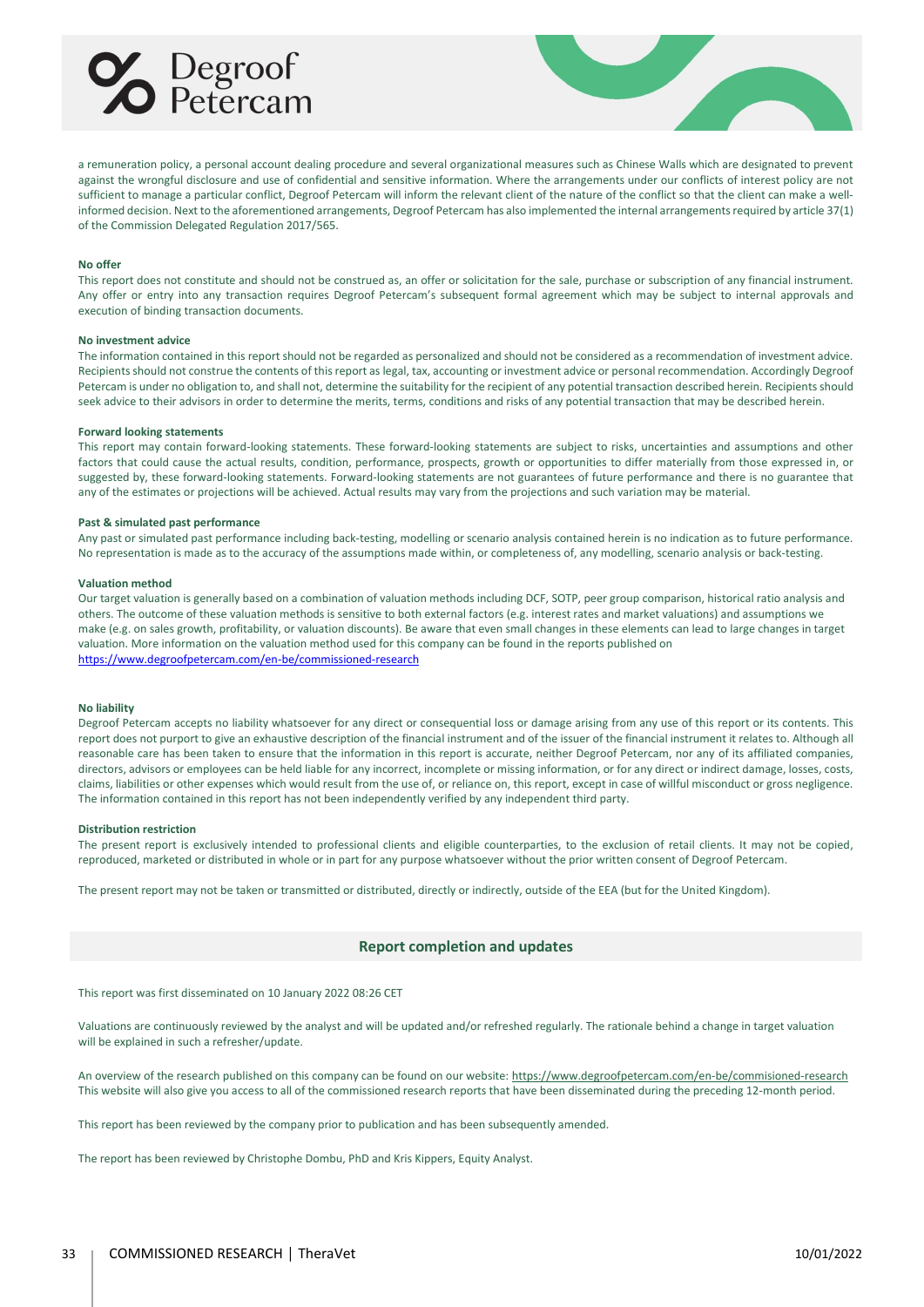a remuneration policy, a personal account dealing procedure and several organizational measures such as Chinese Walls which are designated to prevent against the wrongful disclosure and use of confidential and sensitive information. Where the arrangements under our conflicts of interest policy are not sufficient to manage a particular conflict, Degroof Petercam will inform the relevant client of the nature of the conflict so that the client can make a well-informed decision. Next to the aforementioned arrangements, Degroof Petercam has also implemented the internal arrangements required by article 37(1) of the Commission Delegated Regulation 2017/565.

**No offer**

This report does not constitute and should not be construed as, an offer or solicitation for the sale, purchase or subscription of any financial instrument. Any offer or entry into any transaction requires Degroof Petercam's subsequent formal agreement which may be subject to internal approvals and execution of binding transaction documents.

**No investment advice**

The information contained in this report should not be regarded as personalized and should not be considered as a recommendation of investment advice. Recipients should not construe the contents of this report as legal, tax, accounting or investment advice or personal recommendation. Accordingly Degroof Petercam is under no obligation to, and shall not, determine the suitability for the recipient of any potential transaction described herein. Recipients should seek advice to their advisors in order to determine the merits, terms, conditions and risks of any potential transaction that may be described herein.

**Forward looking statements**

This report may contain forward-looking statements. These forward-looking statements are subject to risks, uncertainties and assumptions and other factors that could cause the actual results, condition, performance, prospects, growth or opportunities to differ materially from those expressed in, or suggested by, these forward-looking statements. Forward-looking statements are not guarantees of future performance and there is no guarantee that any of the estimates or projections will be achieved. Actual results may vary from the projections and such variation may be material.

**Past & simulated past performance**

Any past or simulated past performance including back-testing, modelling or scenario analysis contained herein is no indication as to future performance. No representation is made as to the accuracy of the assumptions made within, or completeness of, any modelling, scenario analysis or back-testing.

**Valuation method**

Our target valuation is generally based on a combination of valuation methods including DCF, SOTP, peer group comparison, historical ratio analysis and others. The outcome of these valuation methods is sensitive to both external factors (e.g. interest rates and market valuations) and assumptions we make (e.g. on sales growth, profitability, or valuation discounts). Be aware that even small changes in these elements can lead to large changes in target valuation. More information on the valuation method used for this company can be found in the reports published on https://www.degroofpetercam.com/en-be/commissioned-research

**No liability**

Degroof Petercam accepts no liability whatsoever for any direct or consequential loss or damage arising from any use of this report or its contents. This report does not purport to give an exhaustive description of the financial instrument and of the issuer of the financial instrument it relates to. Although all reasonable care has been taken to ensure that the information in this report is accurate, neither Degroof Petercam, nor any of its affiliated companies, directors, advisors or employees can be held liable for any incorrect, incomplete or missing information, or for any direct or indirect damage, losses, costs, claims, liabilities or other expenses which would result from the use of, or reliance on, this report, except in case of willful misconduct or gross negligence. The information contained in this report has not been independently verified by any independent third party.

**Distribution restriction**

The present report is exclusively intended to professional clients and eligible counterparties, to the exclusion of retail clients. It may not be copied, reproduced, marketed or distributed in whole or in part for any purpose whatsoever without the prior written consent of Degroof Petercam.

The present report may not be taken or transmitted or distributed, directly or indirectly, outside of the EEA (but for the United Kingdom).

## Report completion and updates

This report was first disseminated on 10 January 2022 08:26 CET

Valuations are continuously reviewed by the analyst and will be updated and/or refreshed regularly. The rationale behind a change in target valuation will be explained in such a refresher/update.

An overview of the research published on this company can be found on our website: https://www.degroofpetercam.com/en-be/commisioned-research
This website will also give you access to all of the commissioned research reports that have been disseminated during the preceding 12-month period.

This report has been reviewed by the company prior to publication and has been subsequently amended.

The report has been reviewed by Christophe Dombu, PhD and Kris Kippers, Equity Analyst.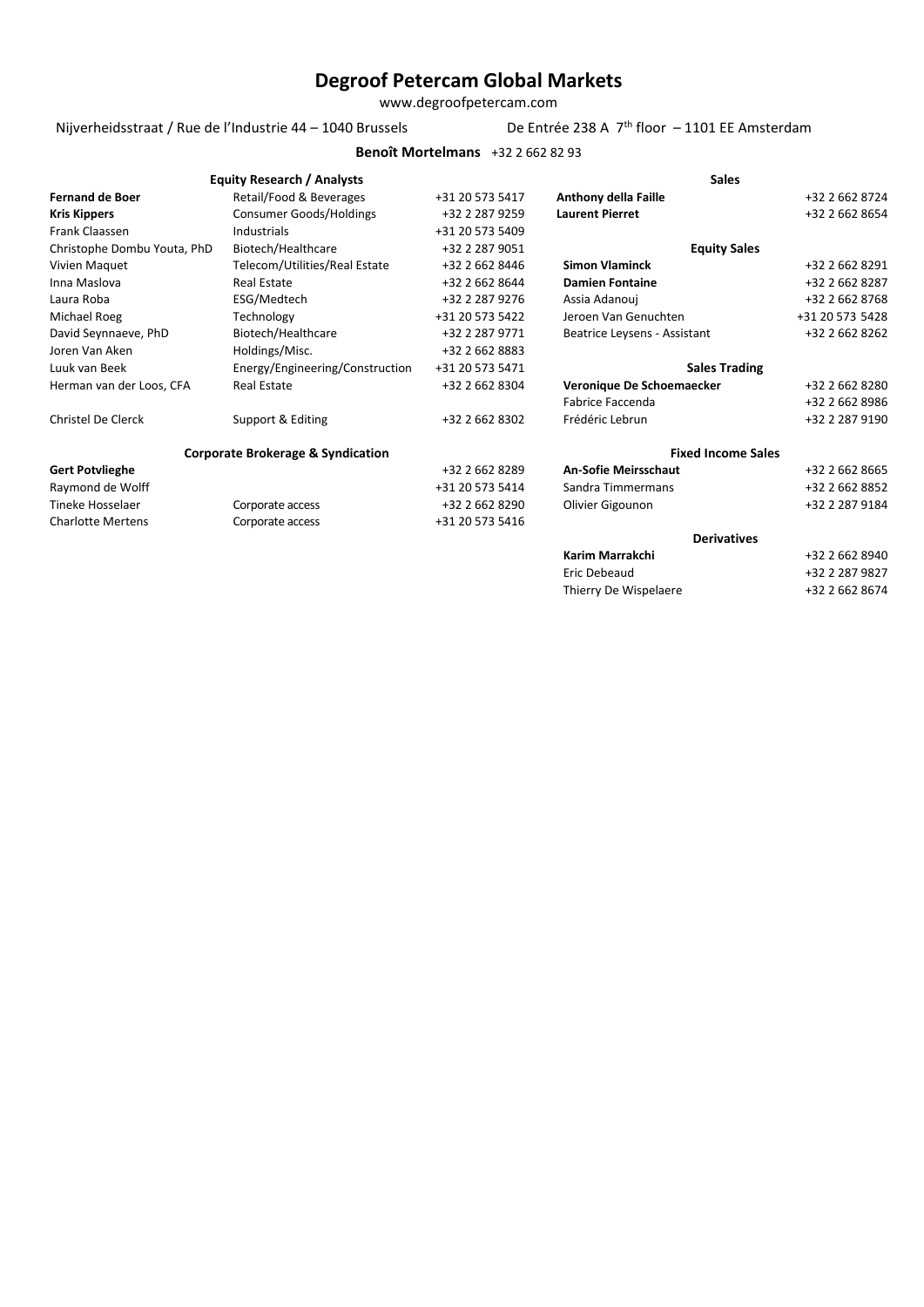# Degroof Petercam Global Markets

www.degroofpetercam.com

Nijverheidsstraat / Rue de l'Industrie 44 – 1040 Brussels

De Entrée 238 A 7th floor – 1101 EE Amsterdam

**Benoît Mortelmans** +32 2 662 82 93

## Equity Research / Analysts

| | | |
|---|---|---|
| **Fernand de Boer** | Retail/Food & Beverages | +31 20 573 5417 |
| **Kris Kippers** | Consumer Goods/Holdings | +32 2 287 9259 |
| Frank Claassen | Industrials | +31 20 573 5409 |
| Christophe Dombu Youta, PhD | Biotech/Healthcare | +32 2 287 9051 |
| Vivien Maquet | Telecom/Utilities/Real Estate | +32 2 662 8446 |
| Inna Maslova | Real Estate | +32 2 662 8644 |
| Laura Roba | ESG/Medtech | +32 2 287 9276 |
| Michael Roeg | Technology | +31 20 573 5422 |
| David Seynnaeve, PhD | Biotech/Healthcare | +32 2 287 9771 |
| Joren Van Aken | Holdings/Misc. | +32 2 662 8883 |
| Luuk van Beek | Energy/Engineering/Construction | +31 20 573 5471 |
| Herman van der Loos, CFA | Real Estate | +32 2 662 8304 |
| Christel De Clerck | Support & Editing | +32 2 662 8302 |

## Corporate Brokerage & Syndication

| | | |
|---|---|---|
| **Gert Potvlieghe** | | +32 2 662 8289 |
| Raymond de Wolff | | +31 20 573 5414 |
| Tineke Hosselaer | Corporate access | +32 2 662 8290 |
| Charlotte Mertens | Corporate access | +31 20 573 5416 |

## Sales

| | |
|---|---|
| **Anthony della Faille** | +32 2 662 8724 |
| **Laurent Pierret** | +32 2 662 8654 |

## Equity Sales

| | |
|---|---|
| **Simon Vlaminck** | +32 2 662 8291 |
| **Damien Fontaine** | +32 2 662 8287 |
| Assia Adanouj | +32 2 662 8768 |
| Jeroen Van Genuchten | +31 20 573 5428 |
| Beatrice Leysens - Assistant | +32 2 662 8262 |

## Sales Trading

| | |
|---|---|
| **Veronique De Schoemaecker** | +32 2 662 8280 |
| Fabrice Faccenda | +32 2 662 8986 |
| Frédéric Lebrun | +32 2 287 9190 |

## Fixed Income Sales

| | |
|---|---|
| **An-Sofie Meirsschaut** | +32 2 662 8665 |
| Sandra Timmermans | +32 2 662 8852 |
| Olivier Gigounon | +32 2 287 9184 |

## Derivatives

| | |
|---|---|
| **Karim Marrakchi** | +32 2 662 8940 |
| Eric Debeaud | +32 2 287 9827 |
| Thierry De Wispelaere | +32 2 662 8674 |